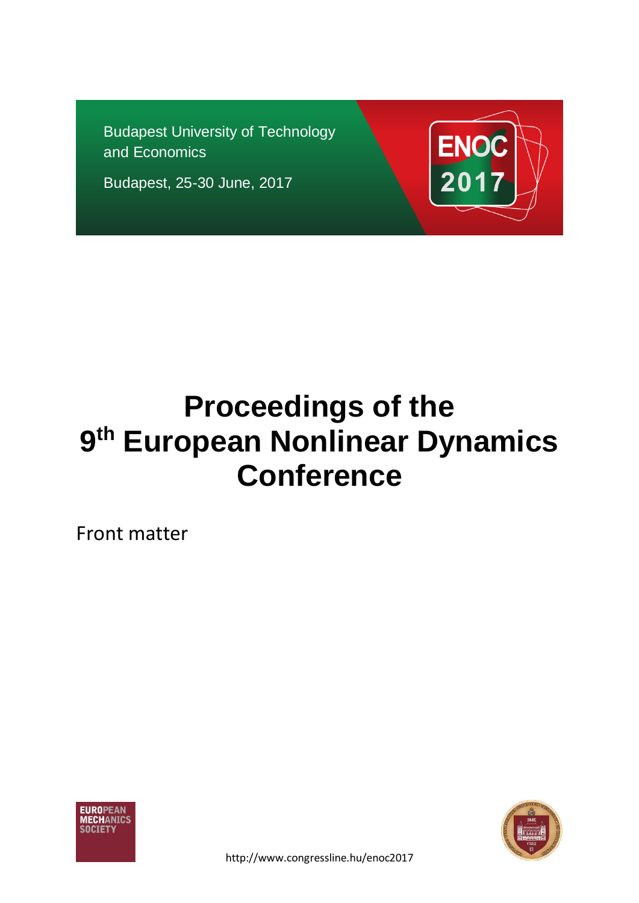Budapest University of Technology and Economics

Budapest, 25-30 June, 2017

ENOC 2017

# Proceedings of the 9th European Nonlinear Dynamics Conference

Front matter

EUROPEAN MECHANICS SOCIETY

http://www.congressline.hu/enoc2017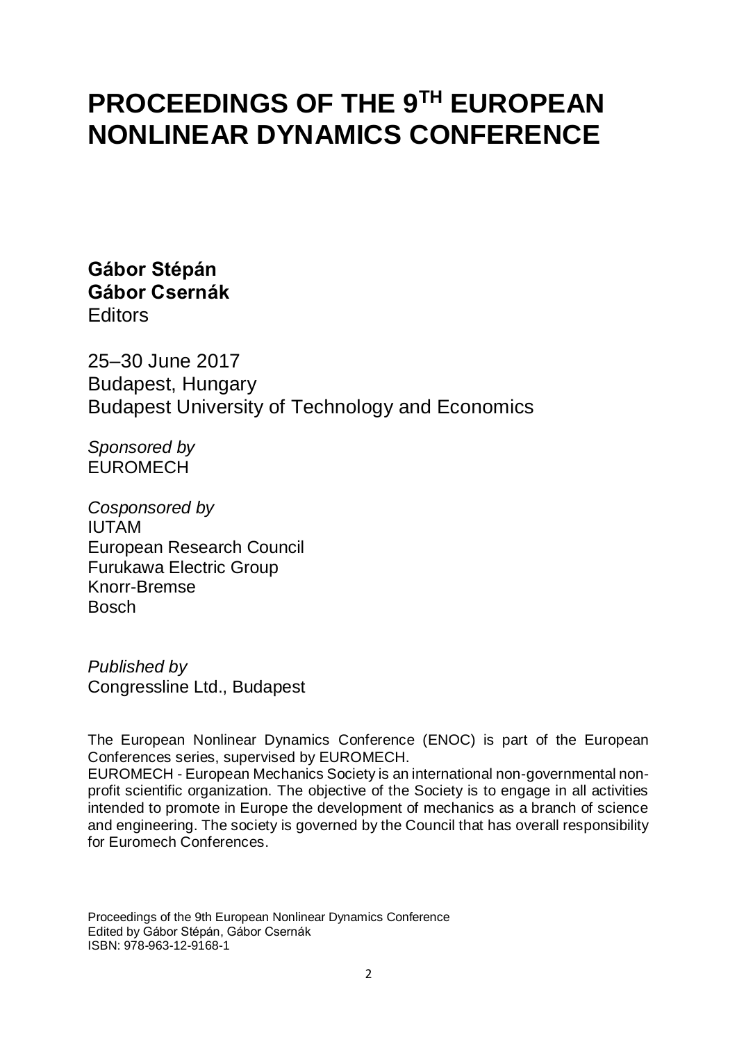# PROCEEDINGS OF THE 9TH EUROPEAN NONLINEAR DYNAMICS CONFERENCE

**Gábor Stépán**
**Gábor Csernák**
Editors

25–30 June 2017
Budapest, Hungary
Budapest University of Technology and Economics

*Sponsored by*
EUROMECH

*Cosponsored by*
IUTAM
European Research Council
Furukawa Electric Group
Knorr-Bremse
Bosch

*Published by*
Congressline Ltd., Budapest

The European Nonlinear Dynamics Conference (ENOC) is part of the European Conferences series, supervised by EUROMECH.
EUROMECH - European Mechanics Society is an international non-governmental non-profit scientific organization. The objective of the Society is to engage in all activities intended to promote in Europe the development of mechanics as a branch of science and engineering. The society is governed by the Council that has overall responsibility for Euromech Conferences.

Proceedings of the 9th European Nonlinear Dynamics Conference
Edited by Gábor Stépán, Gábor Csernák
ISBN: 978-963-12-9168-1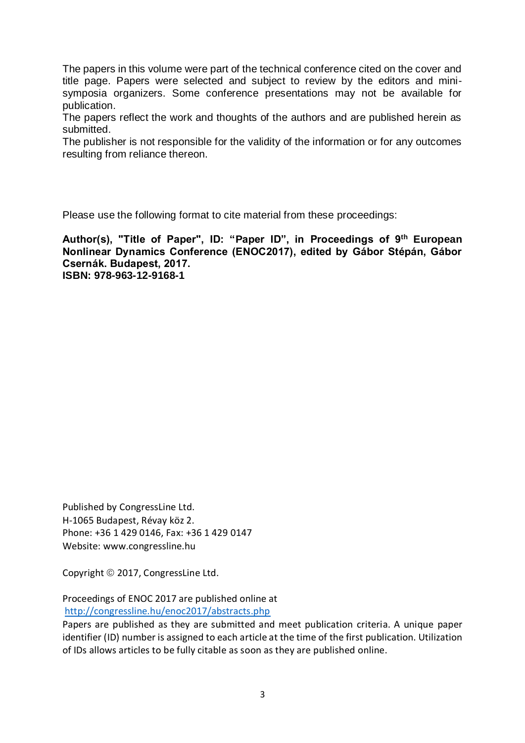The papers in this volume were part of the technical conference cited on the cover and title page. Papers were selected and subject to review by the editors and mini-symposia organizers. Some conference presentations may not be available for publication.
The papers reflect the work and thoughts of the authors and are published herein as submitted.
The publisher is not responsible for the validity of the information or for any outcomes resulting from reliance thereon.

Please use the following format to cite material from these proceedings:

**Author(s), "Title of Paper", ID: "Paper ID", in Proceedings of 9th European Nonlinear Dynamics Conference (ENOC2017), edited by Gábor Stépán, Gábor Csernák. Budapest, 2017.**
**ISBN: 978-963-12-9168-1**

Published by CongressLine Ltd.
H-1065 Budapest, Révay köz 2.
Phone: +36 1 429 0146, Fax: +36 1 429 0147
Website: www.congressline.hu

Copyright © 2017, CongressLine Ltd.

Proceedings of ENOC 2017 are published online at
http://congressline.hu/enoc2017/abstracts.php
Papers are published as they are submitted and meet publication criteria. A unique paper identifier (ID) number is assigned to each article at the time of the first publication. Utilization of IDs allows articles to be fully citable as soon as they are published online.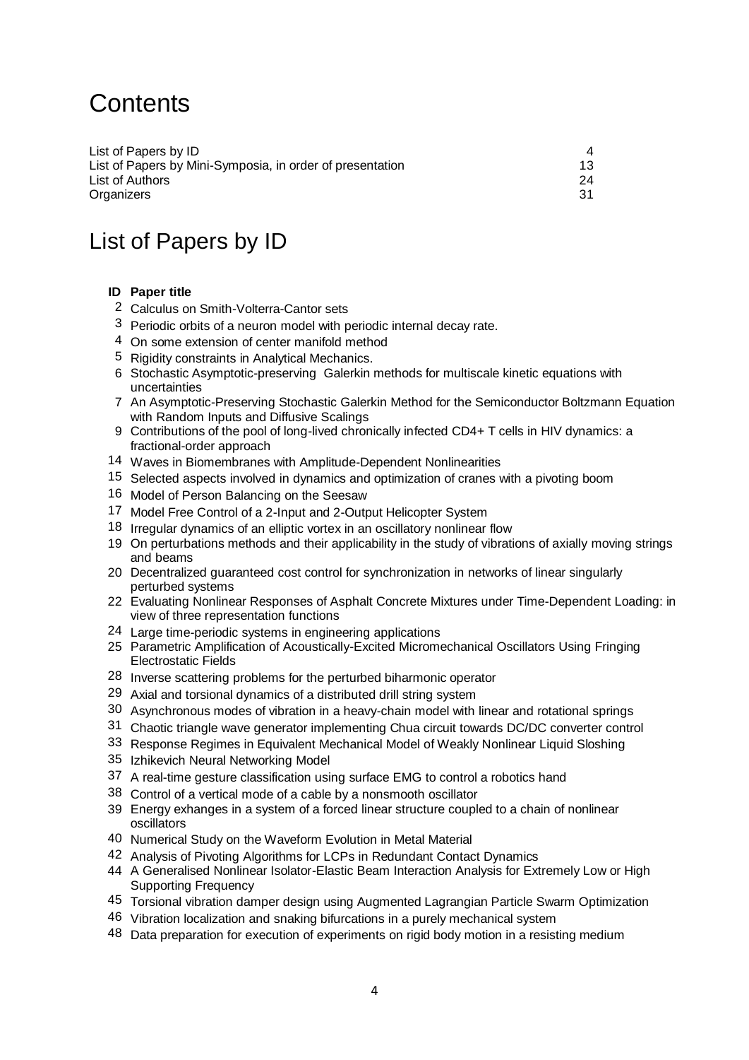# Contents

| | |
|---|---|
| List of Papers by ID | 4 |
| List of Papers by Mini-Symposia, in order of presentation | 13 |
| List of Authors | 24 |
| Organizers | 31 |

# List of Papers by ID

| ID | Paper title |
|---|---|
| 2 | Calculus on Smith-Volterra-Cantor sets |
| 3 | Periodic orbits of a neuron model with periodic internal decay rate. |
| 4 | On some extension of center manifold method |
| 5 | Rigidity constraints in Analytical Mechanics. |
| 6 | Stochastic Asymptotic-preserving Galerkin methods for multiscale kinetic equations with uncertainties |
| 7 | An Asymptotic-Preserving Stochastic Galerkin Method for the Semiconductor Boltzmann Equation with Random Inputs and Diffusive Scalings |
| 9 | Contributions of the pool of long-lived chronically infected CD4+ T cells in HIV dynamics: a fractional-order approach |
| 14 | Waves in Biomembranes with Amplitude-Dependent Nonlinearities |
| 15 | Selected aspects involved in dynamics and optimization of cranes with a pivoting boom |
| 16 | Model of Person Balancing on the Seesaw |
| 17 | Model Free Control of a 2-Input and 2-Output Helicopter System |
| 18 | Irregular dynamics of an elliptic vortex in an oscillatory nonlinear flow |
| 19 | On perturbations methods and their applicability in the study of vibrations of axially moving strings and beams |
| 20 | Decentralized guaranteed cost control for synchronization in networks of linear singularly perturbed systems |
| 22 | Evaluating Nonlinear Responses of Asphalt Concrete Mixtures under Time-Dependent Loading: in view of three representation functions |
| 24 | Large time-periodic systems in engineering applications |
| 25 | Parametric Amplification of Acoustically-Excited Micromechanical Oscillators Using Fringing Electrostatic Fields |
| 28 | Inverse scattering problems for the perturbed biharmonic operator |
| 29 | Axial and torsional dynamics of a distributed drill string system |
| 30 | Asynchronous modes of vibration in a heavy-chain model with linear and rotational springs |
| 31 | Chaotic triangle wave generator implementing Chua circuit towards DC/DC converter control |
| 33 | Response Regimes in Equivalent Mechanical Model of Weakly Nonlinear Liquid Sloshing |
| 35 | Izhikevich Neural Networking Model |
| 37 | A real-time gesture classification using surface EMG to control a robotics hand |
| 38 | Control of a vertical mode of a cable by a nonsmooth oscillator |
| 39 | Energy exhanges in a system of a forced linear structure coupled to a chain of nonlinear oscillators |
| 40 | Numerical Study on the Waveform Evolution in Metal Material |
| 42 | Analysis of Pivoting Algorithms for LCPs in Redundant Contact Dynamics |
| 44 | A Generalised Nonlinear Isolator-Elastic Beam Interaction Analysis for Extremely Low or High Supporting Frequency |
| 45 | Torsional vibration damper design using Augmented Lagrangian Particle Swarm Optimization |
| 46 | Vibration localization and snaking bifurcations in a purely mechanical system |
| 48 | Data preparation for execution of experiments on rigid body motion in a resisting medium |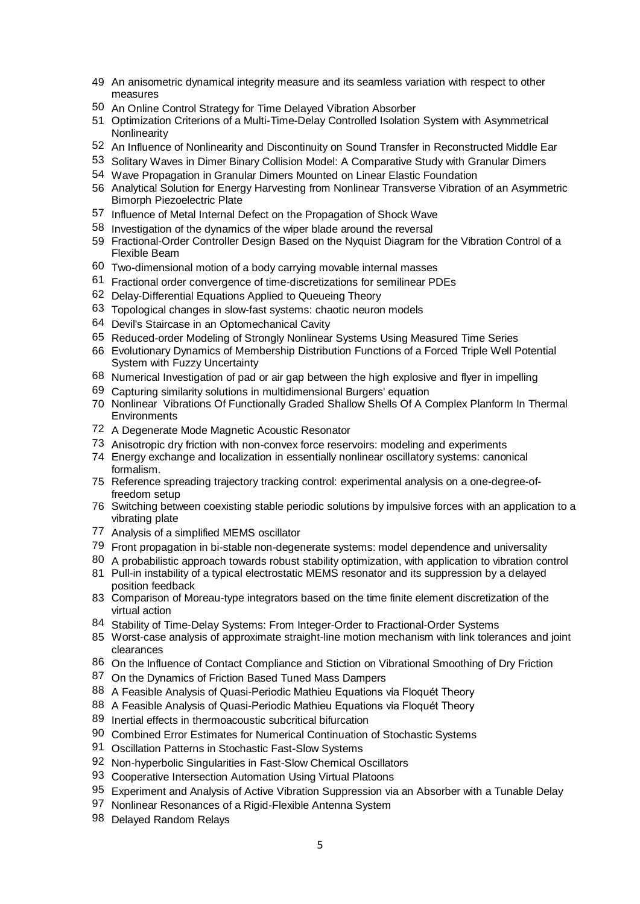49 An anisometric dynamical integrity measure and its seamless variation with respect to other measures

50 An Online Control Strategy for Time Delayed Vibration Absorber

51 Optimization Criterions of a Multi-Time-Delay Controlled Isolation System with Asymmetrical Nonlinearity

52 An Influence of Nonlinearity and Discontinuity on Sound Transfer in Reconstructed Middle Ear

53 Solitary Waves in Dimer Binary Collision Model: A Comparative Study with Granular Dimers

54 Wave Propagation in Granular Dimers Mounted on Linear Elastic Foundation

56 Analytical Solution for Energy Harvesting from Nonlinear Transverse Vibration of an Asymmetric Bimorph Piezoelectric Plate

57 Influence of Metal Internal Defect on the Propagation of Shock Wave

58 Investigation of the dynamics of the wiper blade around the reversal

59 Fractional-Order Controller Design Based on the Nyquist Diagram for the Vibration Control of a Flexible Beam

60 Two-dimensional motion of a body carrying movable internal masses

61 Fractional order convergence of time-discretizations for semilinear PDEs

62 Delay-Differential Equations Applied to Queueing Theory

63 Topological changes in slow-fast systems: chaotic neuron models

64 Devil's Staircase in an Optomechanical Cavity

65 Reduced-order Modeling of Strongly Nonlinear Systems Using Measured Time Series

66 Evolutionary Dynamics of Membership Distribution Functions of a Forced Triple Well Potential System with Fuzzy Uncertainty

68 Numerical Investigation of pad or air gap between the high explosive and flyer in impelling

69 Capturing similarity solutions in multidimensional Burgers' equation

70 Nonlinear Vibrations Of Functionally Graded Shallow Shells Of A Complex Planform In Thermal Environments

72 A Degenerate Mode Magnetic Acoustic Resonator

73 Anisotropic dry friction with non-convex force reservoirs: modeling and experiments

74 Energy exchange and localization in essentially nonlinear oscillatory systems: canonical formalism.

75 Reference spreading trajectory tracking control: experimental analysis on a one-degree-of-freedom setup

76 Switching between coexisting stable periodic solutions by impulsive forces with an application to a vibrating plate

77 Analysis of a simplified MEMS oscillator

79 Front propagation in bi-stable non-degenerate systems: model dependence and universality

80 A probabilistic approach towards robust stability optimization, with application to vibration control

81 Pull-in instability of a typical electrostatic MEMS resonator and its suppression by a delayed position feedback

83 Comparison of Moreau-type integrators based on the time finite element discretization of the virtual action

84 Stability of Time-Delay Systems: From Integer-Order to Fractional-Order Systems

85 Worst-case analysis of approximate straight-line motion mechanism with link tolerances and joint clearances

86 On the Influence of Contact Compliance and Stiction on Vibrational Smoothing of Dry Friction

87 On the Dynamics of Friction Based Tuned Mass Dampers

88 A Feasible Analysis of Quasi-Periodic Mathieu Equations via Floquét Theory

88 A Feasible Analysis of Quasi-Periodic Mathieu Equations via Floquét Theory

89 Inertial effects in thermoacoustic subcritical bifurcation

90 Combined Error Estimates for Numerical Continuation of Stochastic Systems

91 Oscillation Patterns in Stochastic Fast-Slow Systems

92 Non-hyperbolic Singularities in Fast-Slow Chemical Oscillators

93 Cooperative Intersection Automation Using Virtual Platoons

95 Experiment and Analysis of Active Vibration Suppression via an Absorber with a Tunable Delay

97 Nonlinear Resonances of a Rigid-Flexible Antenna System

98 Delayed Random Relays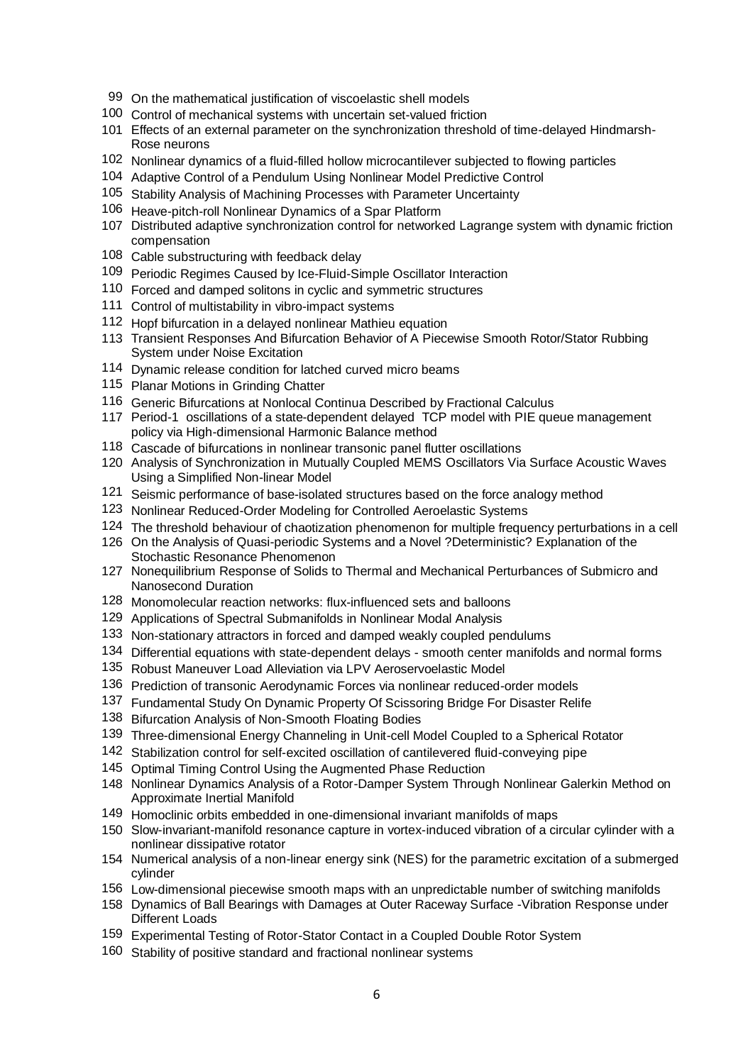99 On the mathematical justification of viscoelastic shell models
100 Control of mechanical systems with uncertain set-valued friction
101 Effects of an external parameter on the synchronization threshold of time-delayed Hindmarsh-Rose neurons
102 Nonlinear dynamics of a fluid-filled hollow microcantilever subjected to flowing particles
104 Adaptive Control of a Pendulum Using Nonlinear Model Predictive Control
105 Stability Analysis of Machining Processes with Parameter Uncertainty
106 Heave-pitch-roll Nonlinear Dynamics of a Spar Platform
107 Distributed adaptive synchronization control for networked Lagrange system with dynamic friction compensation
108 Cable substructuring with feedback delay
109 Periodic Regimes Caused by Ice-Fluid-Simple Oscillator Interaction
110 Forced and damped solitons in cyclic and symmetric structures
111 Control of multistability in vibro-impact systems
112 Hopf bifurcation in a delayed nonlinear Mathieu equation
113 Transient Responses And Bifurcation Behavior of A Piecewise Smooth Rotor/Stator Rubbing System under Noise Excitation
114 Dynamic release condition for latched curved micro beams
115 Planar Motions in Grinding Chatter
116 Generic Bifurcations at Nonlocal Continua Described by Fractional Calculus
117 Period-1 oscillations of a state-dependent delayed TCP model with PIE queue management policy via High-dimensional Harmonic Balance method
118 Cascade of bifurcations in nonlinear transonic panel flutter oscillations
120 Analysis of Synchronization in Mutually Coupled MEMS Oscillators Via Surface Acoustic Waves Using a Simplified Non-linear Model
121 Seismic performance of base-isolated structures based on the force analogy method
123 Nonlinear Reduced-Order Modeling for Controlled Aeroelastic Systems
124 The threshold behaviour of chaotization phenomenon for multiple frequency perturbations in a cell
126 On the Analysis of Quasi-periodic Systems and a Novel ?Deterministic? Explanation of the Stochastic Resonance Phenomenon
127 Nonequilibrium Response of Solids to Thermal and Mechanical Perturbances of Submicro and Nanosecond Duration
128 Monomolecular reaction networks: flux-influenced sets and balloons
129 Applications of Spectral Submanifolds in Nonlinear Modal Analysis
133 Non-stationary attractors in forced and damped weakly coupled pendulums
134 Differential equations with state-dependent delays - smooth center manifolds and normal forms
135 Robust Maneuver Load Alleviation via LPV Aeroservoelastic Model
136 Prediction of transonic Aerodynamic Forces via nonlinear reduced-order models
137 Fundamental Study On Dynamic Property Of Scissoring Bridge For Disaster Relife
138 Bifurcation Analysis of Non-Smooth Floating Bodies
139 Three-dimensional Energy Channeling in Unit-cell Model Coupled to a Spherical Rotator
142 Stabilization control for self-excited oscillation of cantilevered fluid-conveying pipe
145 Optimal Timing Control Using the Augmented Phase Reduction
148 Nonlinear Dynamics Analysis of a Rotor-Damper System Through Nonlinear Galerkin Method on Approximate Inertial Manifold
149 Homoclinic orbits embedded in one-dimensional invariant manifolds of maps
150 Slow-invariant-manifold resonance capture in vortex-induced vibration of a circular cylinder with a nonlinear dissipative rotator
154 Numerical analysis of a non-linear energy sink (NES) for the parametric excitation of a submerged cylinder
156 Low-dimensional piecewise smooth maps with an unpredictable number of switching manifolds
158 Dynamics of Ball Bearings with Damages at Outer Raceway Surface -Vibration Response under Different Loads
159 Experimental Testing of Rotor-Stator Contact in a Coupled Double Rotor System
160 Stability of positive standard and fractional nonlinear systems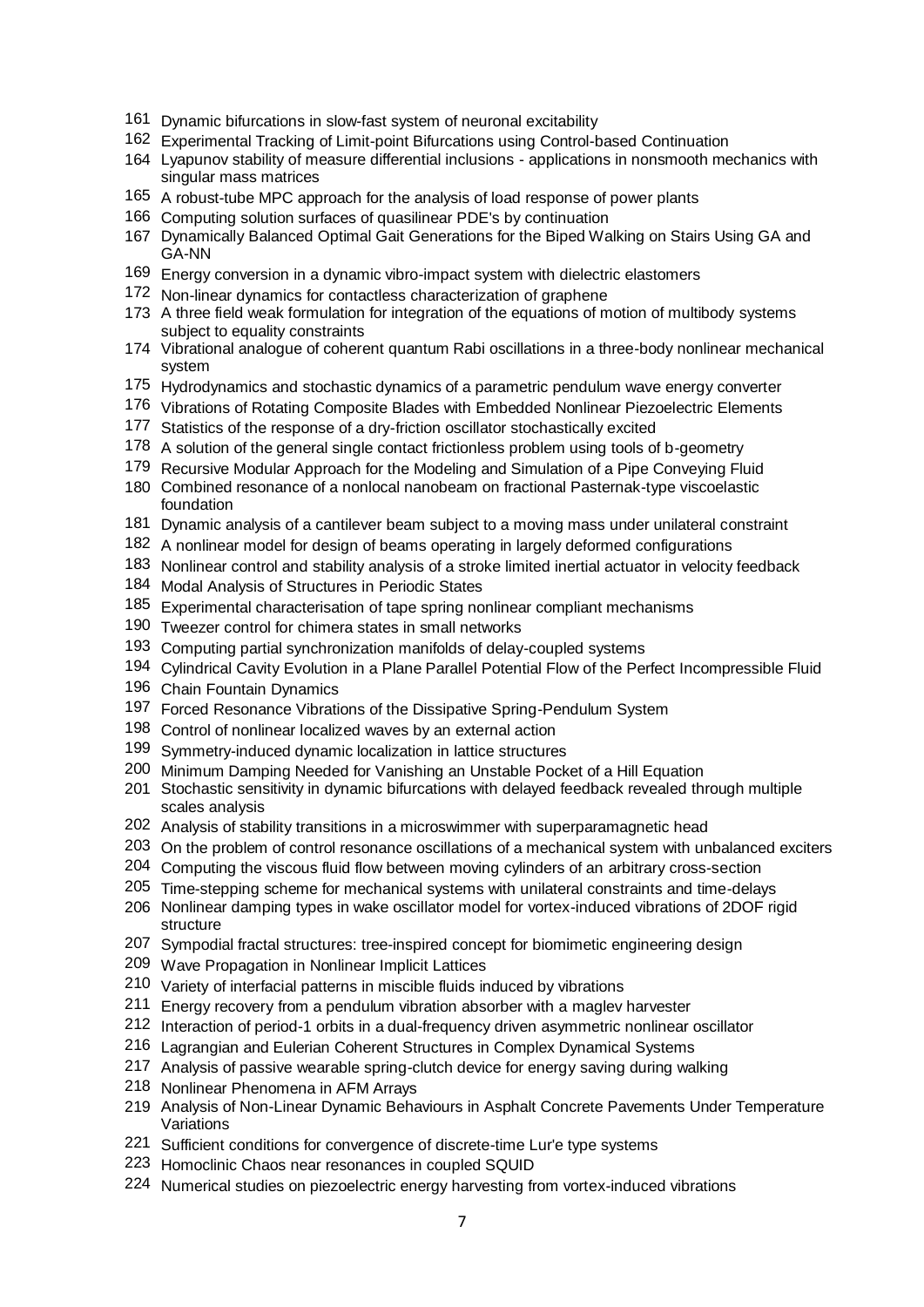161 Dynamic bifurcations in slow-fast system of neuronal excitability

162 Experimental Tracking of Limit-point Bifurcations using Control-based Continuation

164 Lyapunov stability of measure differential inclusions - applications in nonsmooth mechanics with singular mass matrices

165 A robust-tube MPC approach for the analysis of load response of power plants

166 Computing solution surfaces of quasilinear PDE's by continuation

167 Dynamically Balanced Optimal Gait Generations for the Biped Walking on Stairs Using GA and GA-NN

169 Energy conversion in a dynamic vibro-impact system with dielectric elastomers

172 Non-linear dynamics for contactless characterization of graphene

173 A three field weak formulation for integration of the equations of motion of multibody systems subject to equality constraints

174 Vibrational analogue of coherent quantum Rabi oscillations in a three-body nonlinear mechanical system

175 Hydrodynamics and stochastic dynamics of a parametric pendulum wave energy converter

176 Vibrations of Rotating Composite Blades with Embedded Nonlinear Piezoelectric Elements

177 Statistics of the response of a dry-friction oscillator stochastically excited

178 A solution of the general single contact frictionless problem using tools of b-geometry

179 Recursive Modular Approach for the Modeling and Simulation of a Pipe Conveying Fluid

180 Combined resonance of a nonlocal nanobeam on fractional Pasternak-type viscoelastic foundation

181 Dynamic analysis of a cantilever beam subject to a moving mass under unilateral constraint

182 A nonlinear model for design of beams operating in largely deformed configurations

183 Nonlinear control and stability analysis of a stroke limited inertial actuator in velocity feedback

184 Modal Analysis of Structures in Periodic States

185 Experimental characterisation of tape spring nonlinear compliant mechanisms

190 Tweezer control for chimera states in small networks

193 Computing partial synchronization manifolds of delay-coupled systems

194 Cylindrical Cavity Evolution in a Plane Parallel Potential Flow of the Perfect Incompressible Fluid

196 Chain Fountain Dynamics

197 Forced Resonance Vibrations of the Dissipative Spring-Pendulum System

198 Control of nonlinear localized waves by an external action

199 Symmetry-induced dynamic localization in lattice structures

200 Minimum Damping Needed for Vanishing an Unstable Pocket of a Hill Equation

201 Stochastic sensitivity in dynamic bifurcations with delayed feedback revealed through multiple scales analysis

202 Analysis of stability transitions in a microswimmer with superparamagnetic head

203 On the problem of control resonance oscillations of a mechanical system with unbalanced exciters

204 Computing the viscous fluid flow between moving cylinders of an arbitrary cross-section

205 Time-stepping scheme for mechanical systems with unilateral constraints and time-delays

206 Nonlinear damping types in wake oscillator model for vortex-induced vibrations of 2DOF rigid structure

207 Sympodial fractal structures: tree-inspired concept for biomimetic engineering design

209 Wave Propagation in Nonlinear Implicit Lattices

210 Variety of interfacial patterns in miscible fluids induced by vibrations

211 Energy recovery from a pendulum vibration absorber with a maglev harvester

212 Interaction of period-1 orbits in a dual-frequency driven asymmetric nonlinear oscillator

216 Lagrangian and Eulerian Coherent Structures in Complex Dynamical Systems

217 Analysis of passive wearable spring-clutch device for energy saving during walking

218 Nonlinear Phenomena in AFM Arrays

219 Analysis of Non-Linear Dynamic Behaviours in Asphalt Concrete Pavements Under Temperature Variations

221 Sufficient conditions for convergence of discrete-time Lur'e type systems

223 Homoclinic Chaos near resonances in coupled SQUID

224 Numerical studies on piezoelectric energy harvesting from vortex-induced vibrations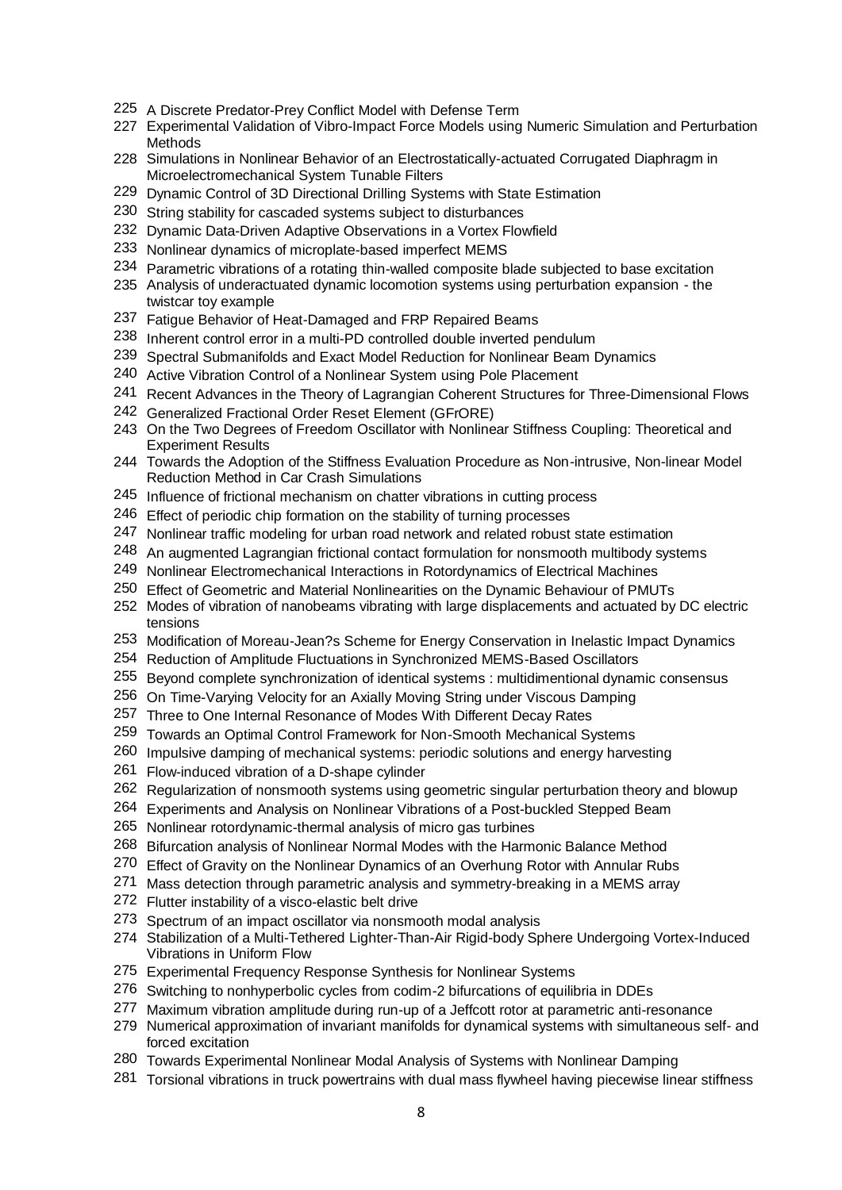225 A Discrete Predator-Prey Conflict Model with Defense Term
227 Experimental Validation of Vibro-Impact Force Models using Numeric Simulation and Perturbation Methods
228 Simulations in Nonlinear Behavior of an Electrostatically-actuated Corrugated Diaphragm in Microelectromechanical System Tunable Filters
229 Dynamic Control of 3D Directional Drilling Systems with State Estimation
230 String stability for cascaded systems subject to disturbances
232 Dynamic Data-Driven Adaptive Observations in a Vortex Flowfield
233 Nonlinear dynamics of microplate-based imperfect MEMS
234 Parametric vibrations of a rotating thin-walled composite blade subjected to base excitation
235 Analysis of underactuated dynamic locomotion systems using perturbation expansion - the twistcar toy example
237 Fatigue Behavior of Heat-Damaged and FRP Repaired Beams
238 Inherent control error in a multi-PD controlled double inverted pendulum
239 Spectral Submanifolds and Exact Model Reduction for Nonlinear Beam Dynamics
240 Active Vibration Control of a Nonlinear System using Pole Placement
241 Recent Advances in the Theory of Lagrangian Coherent Structures for Three-Dimensional Flows
242 Generalized Fractional Order Reset Element (GFrORE)
243 On the Two Degrees of Freedom Oscillator with Nonlinear Stiffness Coupling: Theoretical and Experiment Results
244 Towards the Adoption of the Stiffness Evaluation Procedure as Non-intrusive, Non-linear Model Reduction Method in Car Crash Simulations
245 Influence of frictional mechanism on chatter vibrations in cutting process
246 Effect of periodic chip formation on the stability of turning processes
247 Nonlinear traffic modeling for urban road network and related robust state estimation
248 An augmented Lagrangian frictional contact formulation for nonsmooth multibody systems
249 Nonlinear Electromechanical Interactions in Rotordynamics of Electrical Machines
250 Effect of Geometric and Material Nonlinearities on the Dynamic Behaviour of PMUTs
252 Modes of vibration of nanobeams vibrating with large displacements and actuated by DC electric tensions
253 Modification of Moreau-Jean?s Scheme for Energy Conservation in Inelastic Impact Dynamics
254 Reduction of Amplitude Fluctuations in Synchronized MEMS-Based Oscillators
255 Beyond complete synchronization of identical systems : multidimentional dynamic consensus
256 On Time-Varying Velocity for an Axially Moving String under Viscous Damping
257 Three to One Internal Resonance of Modes With Different Decay Rates
259 Towards an Optimal Control Framework for Non-Smooth Mechanical Systems
260 Impulsive damping of mechanical systems: periodic solutions and energy harvesting
261 Flow-induced vibration of a D-shape cylinder
262 Regularization of nonsmooth systems using geometric singular perturbation theory and blowup
264 Experiments and Analysis on Nonlinear Vibrations of a Post-buckled Stepped Beam
265 Nonlinear rotordynamic-thermal analysis of micro gas turbines
268 Bifurcation analysis of Nonlinear Normal Modes with the Harmonic Balance Method
270 Effect of Gravity on the Nonlinear Dynamics of an Overhung Rotor with Annular Rubs
271 Mass detection through parametric analysis and symmetry-breaking in a MEMS array
272 Flutter instability of a visco-elastic belt drive
273 Spectrum of an impact oscillator via nonsmooth modal analysis
274 Stabilization of a Multi-Tethered Lighter-Than-Air Rigid-body Sphere Undergoing Vortex-Induced Vibrations in Uniform Flow
275 Experimental Frequency Response Synthesis for Nonlinear Systems
276 Switching to nonhyperbolic cycles from codim-2 bifurcations of equilibria in DDEs
277 Maximum vibration amplitude during run-up of a Jeffcott rotor at parametric anti-resonance
279 Numerical approximation of invariant manifolds for dynamical systems with simultaneous self- and forced excitation
280 Towards Experimental Nonlinear Modal Analysis of Systems with Nonlinear Damping
281 Torsional vibrations in truck powertrains with dual mass flywheel having piecewise linear stiffness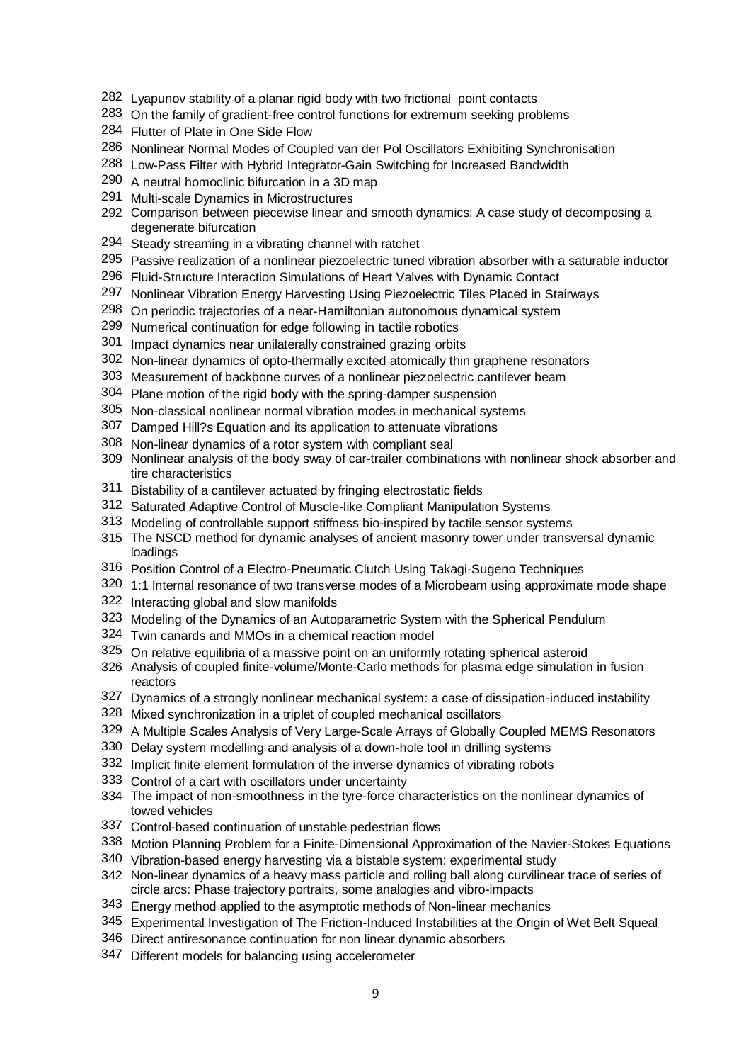282 Lyapunov stability of a planar rigid body with two frictional point contacts
283 On the family of gradient-free control functions for extremum seeking problems
284 Flutter of Plate in One Side Flow
286 Nonlinear Normal Modes of Coupled van der Pol Oscillators Exhibiting Synchronisation
288 Low-Pass Filter with Hybrid Integrator-Gain Switching for Increased Bandwidth
290 A neutral homoclinic bifurcation in a 3D map
291 Multi-scale Dynamics in Microstructures
292 Comparison between piecewise linear and smooth dynamics: A case study of decomposing a degenerate bifurcation
294 Steady streaming in a vibrating channel with ratchet
295 Passive realization of a nonlinear piezoelectric tuned vibration absorber with a saturable inductor
296 Fluid-Structure Interaction Simulations of Heart Valves with Dynamic Contact
297 Nonlinear Vibration Energy Harvesting Using Piezoelectric Tiles Placed in Stairways
298 On periodic trajectories of a near-Hamiltonian autonomous dynamical system
299 Numerical continuation for edge following in tactile robotics
301 Impact dynamics near unilaterally constrained grazing orbits
302 Non-linear dynamics of opto-thermally excited atomically thin graphene resonators
303 Measurement of backbone curves of a nonlinear piezoelectric cantilever beam
304 Plane motion of the rigid body with the spring-damper suspension
305 Non-classical nonlinear normal vibration modes in mechanical systems
307 Damped Hill?s Equation and its application to attenuate vibrations
308 Non-linear dynamics of a rotor system with compliant seal
309 Nonlinear analysis of the body sway of car-trailer combinations with nonlinear shock absorber and tire characteristics
311 Bistability of a cantilever actuated by fringing electrostatic fields
312 Saturated Adaptive Control of Muscle-like Compliant Manipulation Systems
313 Modeling of controllable support stiffness bio-inspired by tactile sensor systems
315 The NSCD method for dynamic analyses of ancient masonry tower under transversal dynamic loadings
316 Position Control of a Electro-Pneumatic Clutch Using Takagi-Sugeno Techniques
320 1:1 Internal resonance of two transverse modes of a Microbeam using approximate mode shape
322 Interacting global and slow manifolds
323 Modeling of the Dynamics of an Autoparametric System with the Spherical Pendulum
324 Twin canards and MMOs in a chemical reaction model
325 On relative equilibria of a massive point on an uniformly rotating spherical asteroid
326 Analysis of coupled finite-volume/Monte-Carlo methods for plasma edge simulation in fusion reactors
327 Dynamics of a strongly nonlinear mechanical system: a case of dissipation-induced instability
328 Mixed synchronization in a triplet of coupled mechanical oscillators
329 A Multiple Scales Analysis of Very Large-Scale Arrays of Globally Coupled MEMS Resonators
330 Delay system modelling and analysis of a down-hole tool in drilling systems
332 Implicit finite element formulation of the inverse dynamics of vibrating robots
333 Control of a cart with oscillators under uncertainty
334 The impact of non-smoothness in the tyre-force characteristics on the nonlinear dynamics of towed vehicles
337 Control-based continuation of unstable pedestrian flows
338 Motion Planning Problem for a Finite-Dimensional Approximation of the Navier-Stokes Equations
340 Vibration-based energy harvesting via a bistable system: experimental study
342 Non-linear dynamics of a heavy mass particle and rolling ball along curvilinear trace of series of circle arcs: Phase trajectory portraits, some analogies and vibro-impacts
343 Energy method applied to the asymptotic methods of Non-linear mechanics
345 Experimental Investigation of The Friction-Induced Instabilities at the Origin of Wet Belt Squeal
346 Direct antiresonance continuation for non linear dynamic absorbers
347 Different models for balancing using accelerometer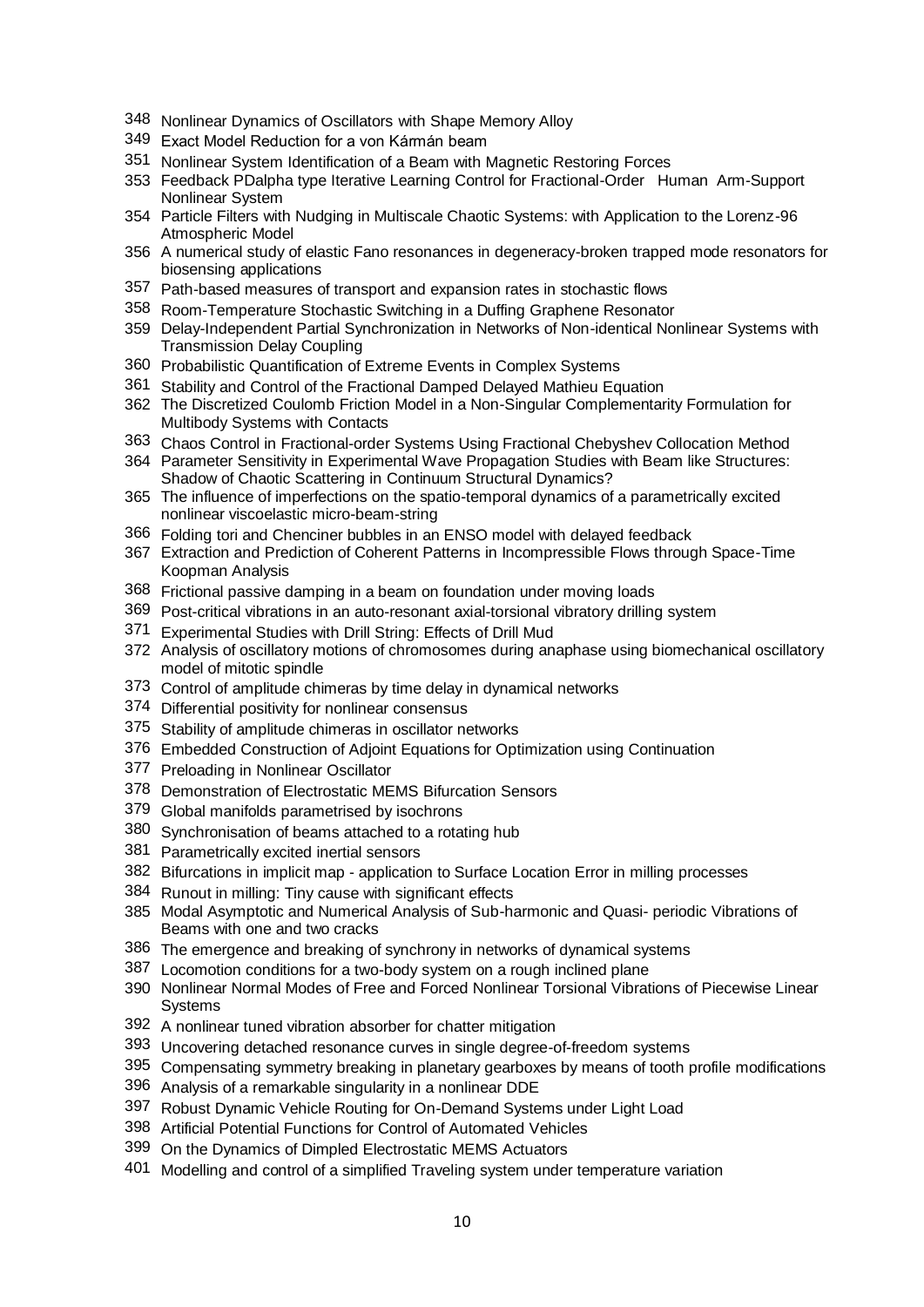348 Nonlinear Dynamics of Oscillators with Shape Memory Alloy
349 Exact Model Reduction for a von Kármán beam
351 Nonlinear System Identification of a Beam with Magnetic Restoring Forces
353 Feedback PDalpha type Iterative Learning Control for Fractional-Order Human Arm-Support Nonlinear System
354 Particle Filters with Nudging in Multiscale Chaotic Systems: with Application to the Lorenz-96 Atmospheric Model
356 A numerical study of elastic Fano resonances in degeneracy-broken trapped mode resonators for biosensing applications
357 Path-based measures of transport and expansion rates in stochastic flows
358 Room-Temperature Stochastic Switching in a Duffing Graphene Resonator
359 Delay-Independent Partial Synchronization in Networks of Non-identical Nonlinear Systems with Transmission Delay Coupling
360 Probabilistic Quantification of Extreme Events in Complex Systems
361 Stability and Control of the Fractional Damped Delayed Mathieu Equation
362 The Discretized Coulomb Friction Model in a Non-Singular Complementarity Formulation for Multibody Systems with Contacts
363 Chaos Control in Fractional-order Systems Using Fractional Chebyshev Collocation Method
364 Parameter Sensitivity in Experimental Wave Propagation Studies with Beam like Structures: Shadow of Chaotic Scattering in Continuum Structural Dynamics?
365 The influence of imperfections on the spatio-temporal dynamics of a parametrically excited nonlinear viscoelastic micro-beam-string
366 Folding tori and Chenciner bubbles in an ENSO model with delayed feedback
367 Extraction and Prediction of Coherent Patterns in Incompressible Flows through Space-Time Koopman Analysis
368 Frictional passive damping in a beam on foundation under moving loads
369 Post-critical vibrations in an auto-resonant axial-torsional vibratory drilling system
371 Experimental Studies with Drill String: Effects of Drill Mud
372 Analysis of oscillatory motions of chromosomes during anaphase using biomechanical oscillatory model of mitotic spindle
373 Control of amplitude chimeras by time delay in dynamical networks
374 Differential positivity for nonlinear consensus
375 Stability of amplitude chimeras in oscillator networks
376 Embedded Construction of Adjoint Equations for Optimization using Continuation
377 Preloading in Nonlinear Oscillator
378 Demonstration of Electrostatic MEMS Bifurcation Sensors
379 Global manifolds parametrised by isochrons
380 Synchronisation of beams attached to a rotating hub
381 Parametrically excited inertial sensors
382 Bifurcations in implicit map - application to Surface Location Error in milling processes
384 Runout in milling: Tiny cause with significant effects
385 Modal Asymptotic and Numerical Analysis of Sub-harmonic and Quasi- periodic Vibrations of Beams with one and two cracks
386 The emergence and breaking of synchrony in networks of dynamical systems
387 Locomotion conditions for a two-body system on a rough inclined plane
390 Nonlinear Normal Modes of Free and Forced Nonlinear Torsional Vibrations of Piecewise Linear Systems
392 A nonlinear tuned vibration absorber for chatter mitigation
393 Uncovering detached resonance curves in single degree-of-freedom systems
395 Compensating symmetry breaking in planetary gearboxes by means of tooth profile modifications
396 Analysis of a remarkable singularity in a nonlinear DDE
397 Robust Dynamic Vehicle Routing for On-Demand Systems under Light Load
398 Artificial Potential Functions for Control of Automated Vehicles
399 On the Dynamics of Dimpled Electrostatic MEMS Actuators
401 Modelling and control of a simplified Traveling system under temperature variation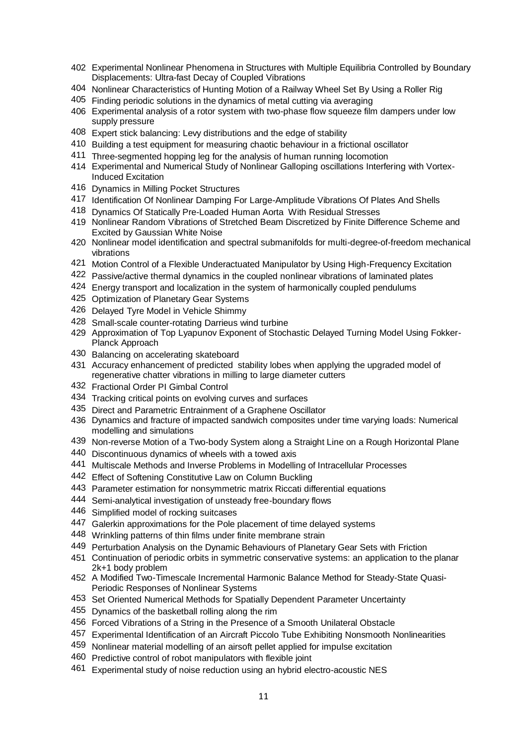402 Experimental Nonlinear Phenomena in Structures with Multiple Equilibria Controlled by Boundary Displacements: Ultra-fast Decay of Coupled Vibrations

404 Nonlinear Characteristics of Hunting Motion of a Railway Wheel Set By Using a Roller Rig

405 Finding periodic solutions in the dynamics of metal cutting via averaging

406 Experimental analysis of a rotor system with two-phase flow squeeze film dampers under low supply pressure

408 Expert stick balancing: Levy distributions and the edge of stability

410 Building a test equipment for measuring chaotic behaviour in a frictional oscillator

411 Three-segmented hopping leg for the analysis of human running locomotion

414 Experimental and Numerical Study of Nonlinear Galloping oscillations Interfering with Vortex-Induced Excitation

416 Dynamics in Milling Pocket Structures

417 Identification Of Nonlinear Damping For Large-Amplitude Vibrations Of Plates And Shells

418 Dynamics Of Statically Pre-Loaded Human Aorta With Residual Stresses

419 Nonlinear Random Vibrations of Stretched Beam Discretized by Finite Difference Scheme and Excited by Gaussian White Noise

420 Nonlinear model identification and spectral submanifolds for multi-degree-of-freedom mechanical vibrations

421 Motion Control of a Flexible Underactuated Manipulator by Using High-Frequency Excitation

422 Passive/active thermal dynamics in the coupled nonlinear vibrations of laminated plates

424 Energy transport and localization in the system of harmonically coupled pendulums

425 Optimization of Planetary Gear Systems

426 Delayed Tyre Model in Vehicle Shimmy

428 Small-scale counter-rotating Darrieus wind turbine

429 Approximation of Top Lyapunov Exponent of Stochastic Delayed Turning Model Using Fokker-Planck Approach

430 Balancing on accelerating skateboard

431 Accuracy enhancement of predicted stability lobes when applying the upgraded model of regenerative chatter vibrations in milling to large diameter cutters

432 Fractional Order PI Gimbal Control

434 Tracking critical points on evolving curves and surfaces

435 Direct and Parametric Entrainment of a Graphene Oscillator

436 Dynamics and fracture of impacted sandwich composites under time varying loads: Numerical modelling and simulations

439 Non-reverse Motion of a Two-body System along a Straight Line on a Rough Horizontal Plane

440 Discontinuous dynamics of wheels with a towed axis

441 Multiscale Methods and Inverse Problems in Modelling of Intracellular Processes

442 Effect of Softening Constitutive Law on Column Buckling

443 Parameter estimation for nonsymmetric matrix Riccati differential equations

444 Semi-analytical investigation of unsteady free-boundary flows

446 Simplified model of rocking suitcases

447 Galerkin approximations for the Pole placement of time delayed systems

448 Wrinkling patterns of thin films under finite membrane strain

449 Perturbation Analysis on the Dynamic Behaviours of Planetary Gear Sets with Friction

451 Continuation of periodic orbits in symmetric conservative systems: an application to the planar 2k+1 body problem

452 A Modified Two-Timescale Incremental Harmonic Balance Method for Steady-State Quasi-Periodic Responses of Nonlinear Systems

453 Set Oriented Numerical Methods for Spatially Dependent Parameter Uncertainty

455 Dynamics of the basketball rolling along the rim

456 Forced Vibrations of a String in the Presence of a Smooth Unilateral Obstacle

457 Experimental Identification of an Aircraft Piccolo Tube Exhibiting Nonsmooth Nonlinearities

459 Nonlinear material modelling of an airsoft pellet applied for impulse excitation

460 Predictive control of robot manipulators with flexible joint

461 Experimental study of noise reduction using an hybrid electro-acoustic NES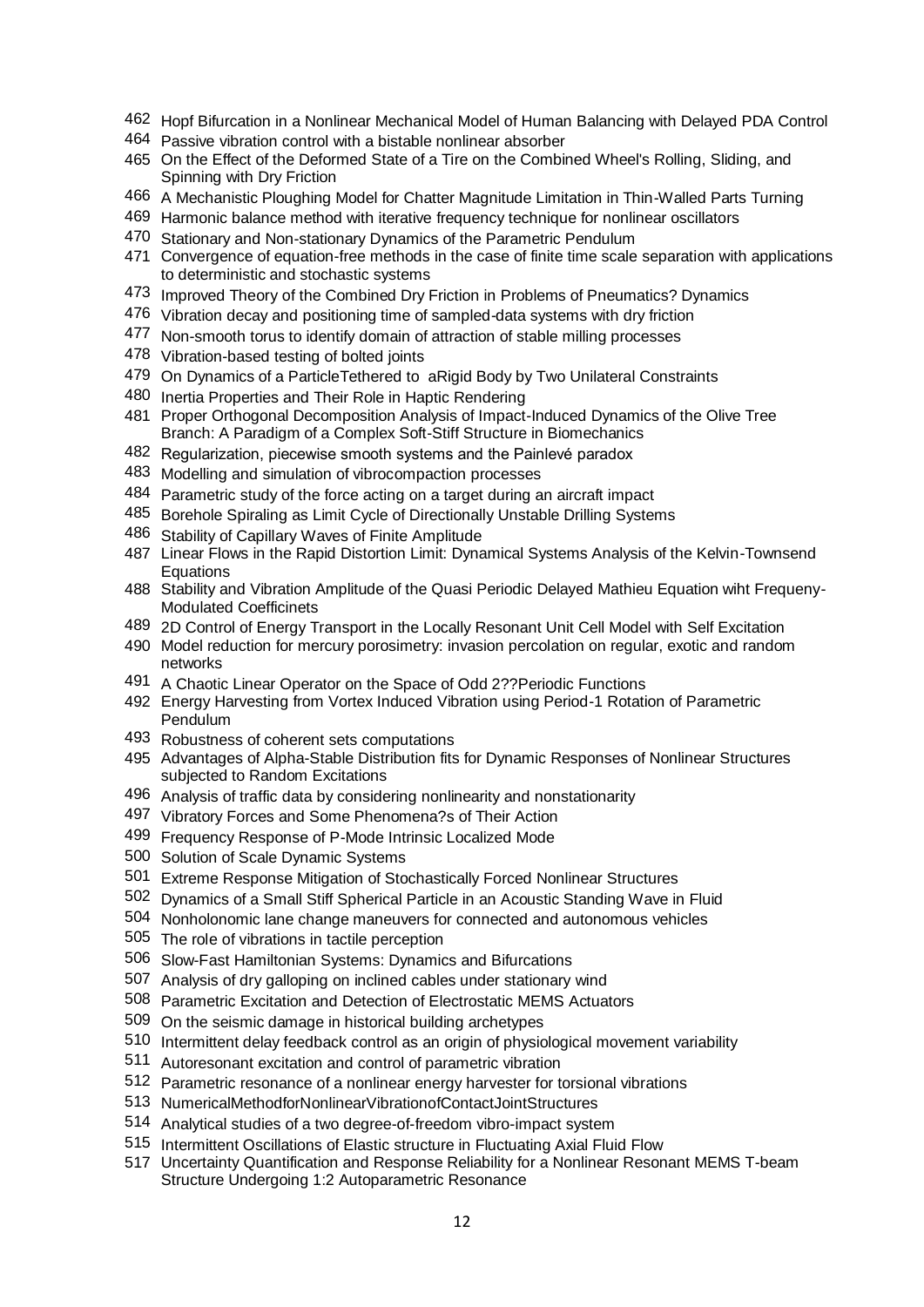462 Hopf Bifurcation in a Nonlinear Mechanical Model of Human Balancing with Delayed PDA Control
464 Passive vibration control with a bistable nonlinear absorber
465 On the Effect of the Deformed State of a Tire on the Combined Wheel's Rolling, Sliding, and Spinning with Dry Friction
466 A Mechanistic Ploughing Model for Chatter Magnitude Limitation in Thin-Walled Parts Turning
469 Harmonic balance method with iterative frequency technique for nonlinear oscillators
470 Stationary and Non-stationary Dynamics of the Parametric Pendulum
471 Convergence of equation-free methods in the case of finite time scale separation with applications to deterministic and stochastic systems
473 Improved Theory of the Combined Dry Friction in Problems of Pneumatics? Dynamics
476 Vibration decay and positioning time of sampled-data systems with dry friction
477 Non-smooth torus to identify domain of attraction of stable milling processes
478 Vibration-based testing of bolted joints
479 On Dynamics of a ParticleTethered to aRigid Body by Two Unilateral Constraints
480 Inertia Properties and Their Role in Haptic Rendering
481 Proper Orthogonal Decomposition Analysis of Impact-Induced Dynamics of the Olive Tree Branch: A Paradigm of a Complex Soft-Stiff Structure in Biomechanics
482 Regularization, piecewise smooth systems and the Painlevé paradox
483 Modelling and simulation of vibrocompaction processes
484 Parametric study of the force acting on a target during an aircraft impact
485 Borehole Spiraling as Limit Cycle of Directionally Unstable Drilling Systems
486 Stability of Capillary Waves of Finite Amplitude
487 Linear Flows in the Rapid Distortion Limit: Dynamical Systems Analysis of the Kelvin-Townsend Equations
488 Stability and Vibration Amplitude of the Quasi Periodic Delayed Mathieu Equation wiht Frequeny-Modulated Coefficinets
489 2D Control of Energy Transport in the Locally Resonant Unit Cell Model with Self Excitation
490 Model reduction for mercury porosimetry: invasion percolation on regular, exotic and random networks
491 A Chaotic Linear Operator on the Space of Odd 2??Periodic Functions
492 Energy Harvesting from Vortex Induced Vibration using Period-1 Rotation of Parametric Pendulum
493 Robustness of coherent sets computations
495 Advantages of Alpha-Stable Distribution fits for Dynamic Responses of Nonlinear Structures subjected to Random Excitations
496 Analysis of traffic data by considering nonlinearity and nonstationarity
497 Vibratory Forces and Some Phenomena?s of Their Action
499 Frequency Response of P-Mode Intrinsic Localized Mode
500 Solution of Scale Dynamic Systems
501 Extreme Response Mitigation of Stochastically Forced Nonlinear Structures
502 Dynamics of a Small Stiff Spherical Particle in an Acoustic Standing Wave in Fluid
504 Nonholonomic lane change maneuvers for connected and autonomous vehicles
505 The role of vibrations in tactile perception
506 Slow-Fast Hamiltonian Systems: Dynamics and Bifurcations
507 Analysis of dry galloping on inclined cables under stationary wind
508 Parametric Excitation and Detection of Electrostatic MEMS Actuators
509 On the seismic damage in historical building archetypes
510 Intermittent delay feedback control as an origin of physiological movement variability
511 Autoresonant excitation and control of parametric vibration
512 Parametric resonance of a nonlinear energy harvester for torsional vibrations
513 NumericalMethodforNonlinearVibrationofContactJointStructures
514 Analytical studies of a two degree-of-freedom vibro-impact system
515 Intermittent Oscillations of Elastic structure in Fluctuating Axial Fluid Flow
517 Uncertainty Quantification and Response Reliability for a Nonlinear Resonant MEMS T-beam Structure Undergoing 1:2 Autoparametric Resonance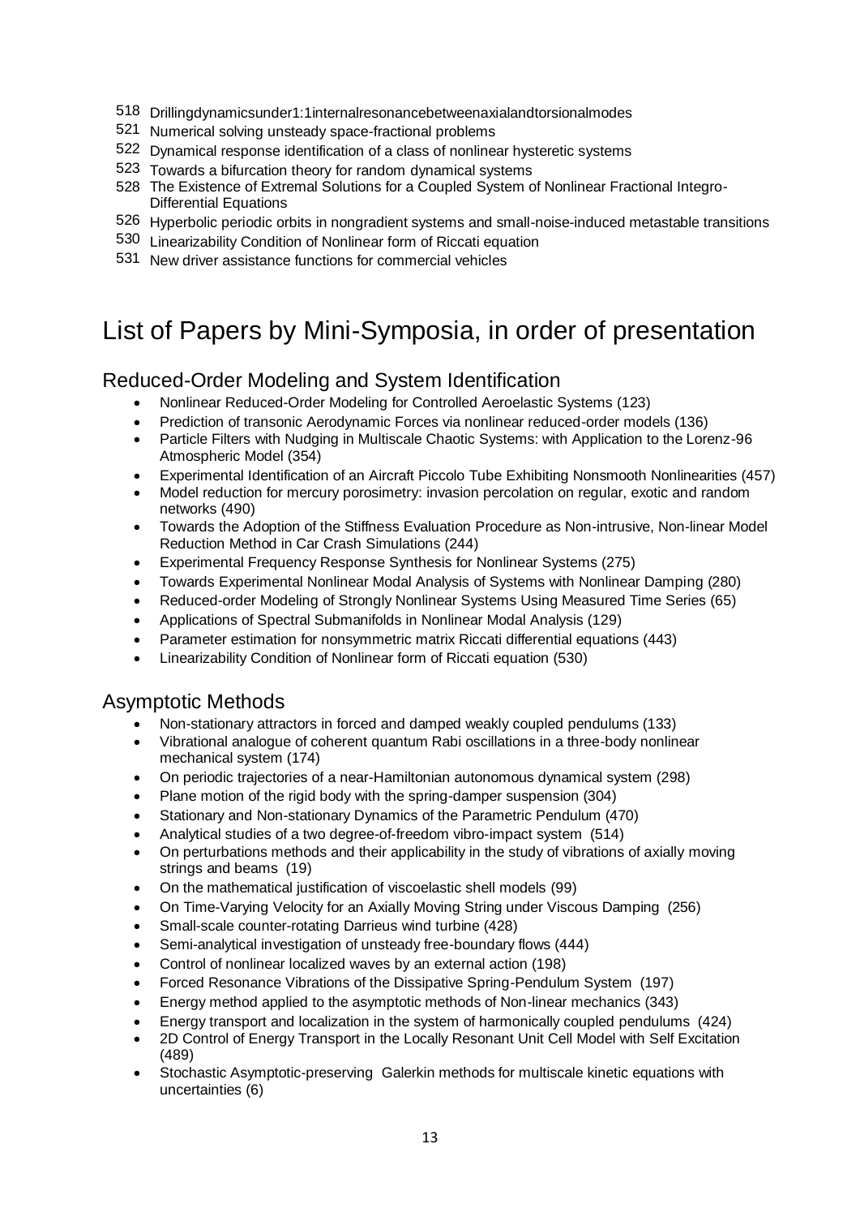518 Drillingdynamicsunder1:1internalresonancebetweenaxialandtorsionalmodes
521 Numerical solving unsteady space-fractional problems
522 Dynamical response identification of a class of nonlinear hysteretic systems
523 Towards a bifurcation theory for random dynamical systems
528 The Existence of Extremal Solutions for a Coupled System of Nonlinear Fractional Integro-Differential Equations
526 Hyperbolic periodic orbits in nongradient systems and small-noise-induced metastable transitions
530 Linearizability Condition of Nonlinear form of Riccati equation
531 New driver assistance functions for commercial vehicles

# List of Papers by Mini-Symposia, in order of presentation

## Reduced-Order Modeling and System Identification

- Nonlinear Reduced-Order Modeling for Controlled Aeroelastic Systems (123)
- Prediction of transonic Aerodynamic Forces via nonlinear reduced-order models (136)
- Particle Filters with Nudging in Multiscale Chaotic Systems: with Application to the Lorenz-96 Atmospheric Model (354)
- Experimental Identification of an Aircraft Piccolo Tube Exhibiting Nonsmooth Nonlinearities (457)
- Model reduction for mercury porosimetry: invasion percolation on regular, exotic and random networks (490)
- Towards the Adoption of the Stiffness Evaluation Procedure as Non-intrusive, Non-linear Model Reduction Method in Car Crash Simulations (244)
- Experimental Frequency Response Synthesis for Nonlinear Systems (275)
- Towards Experimental Nonlinear Modal Analysis of Systems with Nonlinear Damping (280)
- Reduced-order Modeling of Strongly Nonlinear Systems Using Measured Time Series (65)
- Applications of Spectral Submanifolds in Nonlinear Modal Analysis (129)
- Parameter estimation for nonsymmetric matrix Riccati differential equations (443)
- Linearizability Condition of Nonlinear form of Riccati equation (530)

## Asymptotic Methods

- Non-stationary attractors in forced and damped weakly coupled pendulums (133)
- Vibrational analogue of coherent quantum Rabi oscillations in a three-body nonlinear mechanical system (174)
- On periodic trajectories of a near-Hamiltonian autonomous dynamical system (298)
- Plane motion of the rigid body with the spring-damper suspension (304)
- Stationary and Non-stationary Dynamics of the Parametric Pendulum (470)
- Analytical studies of a two degree-of-freedom vibro-impact system (514)
- On perturbations methods and their applicability in the study of vibrations of axially moving strings and beams (19)
- On the mathematical justification of viscoelastic shell models (99)
- On Time-Varying Velocity for an Axially Moving String under Viscous Damping (256)
- Small-scale counter-rotating Darrieus wind turbine (428)
- Semi-analytical investigation of unsteady free-boundary flows (444)
- Control of nonlinear localized waves by an external action (198)
- Forced Resonance Vibrations of the Dissipative Spring-Pendulum System (197)
- Energy method applied to the asymptotic methods of Non-linear mechanics (343)
- Energy transport and localization in the system of harmonically coupled pendulums (424)
- 2D Control of Energy Transport in the Locally Resonant Unit Cell Model with Self Excitation (489)
- Stochastic Asymptotic-preserving Galerkin methods for multiscale kinetic equations with uncertainties (6)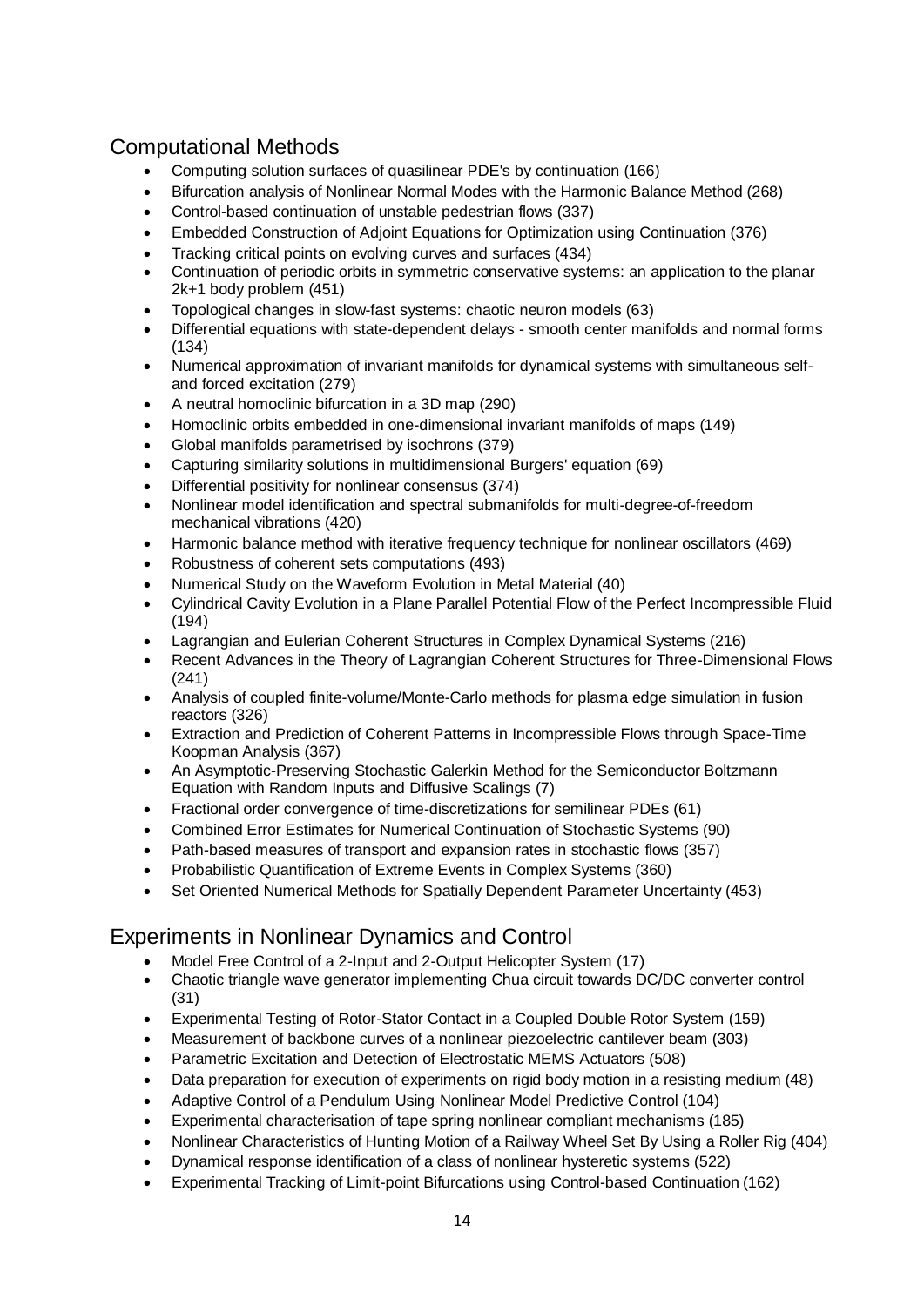## Computational Methods

- Computing solution surfaces of quasilinear PDE's by continuation (166)
- Bifurcation analysis of Nonlinear Normal Modes with the Harmonic Balance Method (268)
- Control-based continuation of unstable pedestrian flows (337)
- Embedded Construction of Adjoint Equations for Optimization using Continuation (376)
- Tracking critical points on evolving curves and surfaces (434)
- Continuation of periodic orbits in symmetric conservative systems: an application to the planar 2k+1 body problem (451)
- Topological changes in slow-fast systems: chaotic neuron models (63)
- Differential equations with state-dependent delays - smooth center manifolds and normal forms (134)
- Numerical approximation of invariant manifolds for dynamical systems with simultaneous self- and forced excitation (279)
- A neutral homoclinic bifurcation in a 3D map (290)
- Homoclinic orbits embedded in one-dimensional invariant manifolds of maps (149)
- Global manifolds parametrised by isochrons (379)
- Capturing similarity solutions in multidimensional Burgers' equation (69)
- Differential positivity for nonlinear consensus (374)
- Nonlinear model identification and spectral submanifolds for multi-degree-of-freedom mechanical vibrations (420)
- Harmonic balance method with iterative frequency technique for nonlinear oscillators (469)
- Robustness of coherent sets computations (493)
- Numerical Study on the Waveform Evolution in Metal Material (40)
- Cylindrical Cavity Evolution in a Plane Parallel Potential Flow of the Perfect Incompressible Fluid (194)
- Lagrangian and Eulerian Coherent Structures in Complex Dynamical Systems (216)
- Recent Advances in the Theory of Lagrangian Coherent Structures for Three-Dimensional Flows (241)
- Analysis of coupled finite-volume/Monte-Carlo methods for plasma edge simulation in fusion reactors (326)
- Extraction and Prediction of Coherent Patterns in Incompressible Flows through Space-Time Koopman Analysis (367)
- An Asymptotic-Preserving Stochastic Galerkin Method for the Semiconductor Boltzmann Equation with Random Inputs and Diffusive Scalings (7)
- Fractional order convergence of time-discretizations for semilinear PDEs (61)
- Combined Error Estimates for Numerical Continuation of Stochastic Systems (90)
- Path-based measures of transport and expansion rates in stochastic flows (357)
- Probabilistic Quantification of Extreme Events in Complex Systems (360)
- Set Oriented Numerical Methods for Spatially Dependent Parameter Uncertainty (453)

## Experiments in Nonlinear Dynamics and Control

- Model Free Control of a 2-Input and 2-Output Helicopter System (17)
- Chaotic triangle wave generator implementing Chua circuit towards DC/DC converter control (31)
- Experimental Testing of Rotor-Stator Contact in a Coupled Double Rotor System (159)
- Measurement of backbone curves of a nonlinear piezoelectric cantilever beam (303)
- Parametric Excitation and Detection of Electrostatic MEMS Actuators (508)
- Data preparation for execution of experiments on rigid body motion in a resisting medium (48)
- Adaptive Control of a Pendulum Using Nonlinear Model Predictive Control (104)
- Experimental characterisation of tape spring nonlinear compliant mechanisms (185)
- Nonlinear Characteristics of Hunting Motion of a Railway Wheel Set By Using a Roller Rig (404)
- Dynamical response identification of a class of nonlinear hysteretic systems (522)
- Experimental Tracking of Limit-point Bifurcations using Control-based Continuation (162)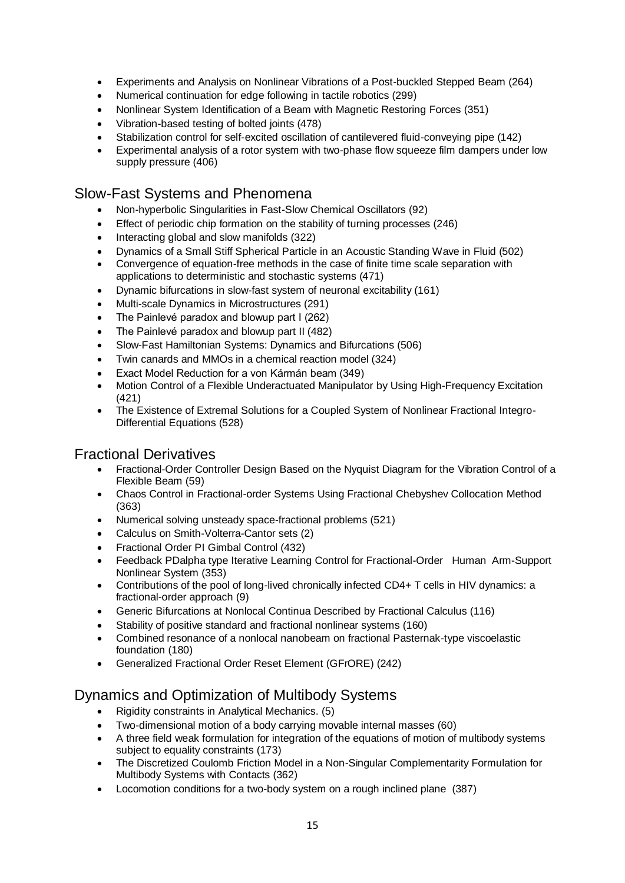- Experiments and Analysis on Nonlinear Vibrations of a Post-buckled Stepped Beam (264)
- Numerical continuation for edge following in tactile robotics (299)
- Nonlinear System Identification of a Beam with Magnetic Restoring Forces (351)
- Vibration-based testing of bolted joints (478)
- Stabilization control for self-excited oscillation of cantilevered fluid-conveying pipe (142)
- Experimental analysis of a rotor system with two-phase flow squeeze film dampers under low supply pressure (406)

## Slow-Fast Systems and Phenomena

- Non-hyperbolic Singularities in Fast-Slow Chemical Oscillators (92)
- Effect of periodic chip formation on the stability of turning processes (246)
- Interacting global and slow manifolds (322)
- Dynamics of a Small Stiff Spherical Particle in an Acoustic Standing Wave in Fluid (502)
- Convergence of equation-free methods in the case of finite time scale separation with applications to deterministic and stochastic systems (471)
- Dynamic bifurcations in slow-fast system of neuronal excitability (161)
- Multi-scale Dynamics in Microstructures (291)
- The Painlevé paradox and blowup part I (262)
- The Painlevé paradox and blowup part II (482)
- Slow-Fast Hamiltonian Systems: Dynamics and Bifurcations (506)
- Twin canards and MMOs in a chemical reaction model (324)
- Exact Model Reduction for a von Kármán beam (349)
- Motion Control of a Flexible Underactuated Manipulator by Using High-Frequency Excitation (421)
- The Existence of Extremal Solutions for a Coupled System of Nonlinear Fractional Integro-Differential Equations (528)

## Fractional Derivatives

- Fractional-Order Controller Design Based on the Nyquist Diagram for the Vibration Control of a Flexible Beam (59)
- Chaos Control in Fractional-order Systems Using Fractional Chebyshev Collocation Method (363)
- Numerical solving unsteady space-fractional problems (521)
- Calculus on Smith-Volterra-Cantor sets (2)
- Fractional Order PI Gimbal Control (432)
- Feedback PDalpha type Iterative Learning Control for Fractional-Order Human Arm-Support Nonlinear System (353)
- Contributions of the pool of long-lived chronically infected CD4+ T cells in HIV dynamics: a fractional-order approach (9)
- Generic Bifurcations at Nonlocal Continua Described by Fractional Calculus (116)
- Stability of positive standard and fractional nonlinear systems (160)
- Combined resonance of a nonlocal nanobeam on fractional Pasternak-type viscoelastic foundation (180)
- Generalized Fractional Order Reset Element (GFrORE) (242)

## Dynamics and Optimization of Multibody Systems

- Rigidity constraints in Analytical Mechanics. (5)
- Two-dimensional motion of a body carrying movable internal masses (60)
- A three field weak formulation for integration of the equations of motion of multibody systems subject to equality constraints (173)
- The Discretized Coulomb Friction Model in a Non-Singular Complementarity Formulation for Multibody Systems with Contacts (362)
- Locomotion conditions for a two-body system on a rough inclined plane (387)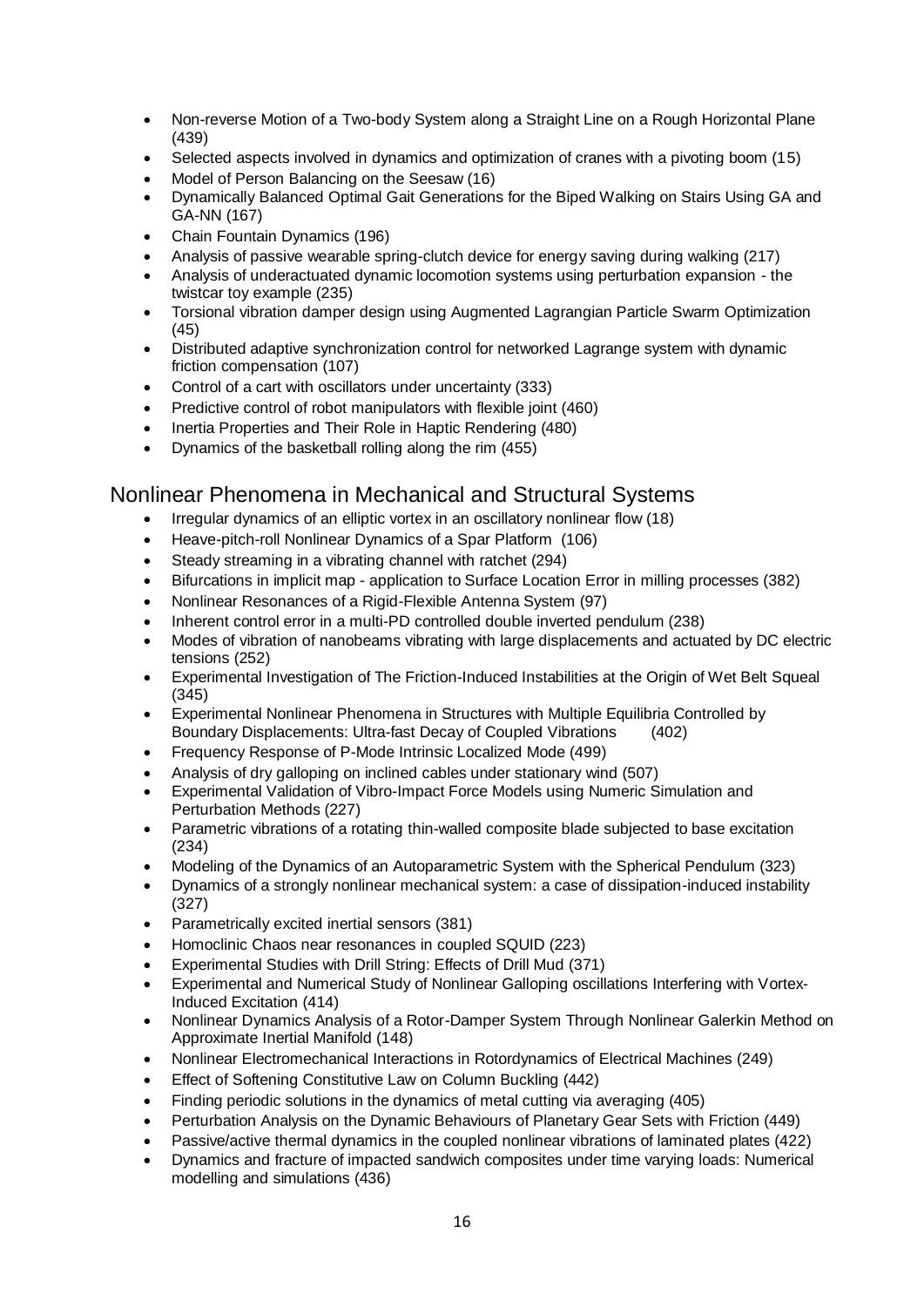- Non-reverse Motion of a Two-body System along a Straight Line on a Rough Horizontal Plane (439)
- Selected aspects involved in dynamics and optimization of cranes with a pivoting boom (15)
- Model of Person Balancing on the Seesaw (16)
- Dynamically Balanced Optimal Gait Generations for the Biped Walking on Stairs Using GA and GA-NN (167)
- Chain Fountain Dynamics (196)
- Analysis of passive wearable spring-clutch device for energy saving during walking (217)
- Analysis of underactuated dynamic locomotion systems using perturbation expansion - the twistcar toy example (235)
- Torsional vibration damper design using Augmented Lagrangian Particle Swarm Optimization (45)
- Distributed adaptive synchronization control for networked Lagrange system with dynamic friction compensation (107)
- Control of a cart with oscillators under uncertainty (333)
- Predictive control of robot manipulators with flexible joint (460)
- Inertia Properties and Their Role in Haptic Rendering (480)
- Dynamics of the basketball rolling along the rim (455)

## Nonlinear Phenomena in Mechanical and Structural Systems

- Irregular dynamics of an elliptic vortex in an oscillatory nonlinear flow (18)
- Heave-pitch-roll Nonlinear Dynamics of a Spar Platform (106)
- Steady streaming in a vibrating channel with ratchet (294)
- Bifurcations in implicit map - application to Surface Location Error in milling processes (382)
- Nonlinear Resonances of a Rigid-Flexible Antenna System (97)
- Inherent control error in a multi-PD controlled double inverted pendulum (238)
- Modes of vibration of nanobeams vibrating with large displacements and actuated by DC electric tensions (252)
- Experimental Investigation of The Friction-Induced Instabilities at the Origin of Wet Belt Squeal (345)
- Experimental Nonlinear Phenomena in Structures with Multiple Equilibria Controlled by Boundary Displacements: Ultra-fast Decay of Coupled Vibrations (402)
- Frequency Response of P-Mode Intrinsic Localized Mode (499)
- Analysis of dry galloping on inclined cables under stationary wind (507)
- Experimental Validation of Vibro-Impact Force Models using Numeric Simulation and Perturbation Methods (227)
- Parametric vibrations of a rotating thin-walled composite blade subjected to base excitation (234)
- Modeling of the Dynamics of an Autoparametric System with the Spherical Pendulum (323)
- Dynamics of a strongly nonlinear mechanical system: a case of dissipation-induced instability (327)
- Parametrically excited inertial sensors (381)
- Homoclinic Chaos near resonances in coupled SQUID (223)
- Experimental Studies with Drill String: Effects of Drill Mud (371)
- Experimental and Numerical Study of Nonlinear Galloping oscillations Interfering with Vortex-Induced Excitation (414)
- Nonlinear Dynamics Analysis of a Rotor-Damper System Through Nonlinear Galerkin Method on Approximate Inertial Manifold (148)
- Nonlinear Electromechanical Interactions in Rotordynamics of Electrical Machines (249)
- Effect of Softening Constitutive Law on Column Buckling (442)
- Finding periodic solutions in the dynamics of metal cutting via averaging (405)
- Perturbation Analysis on the Dynamic Behaviours of Planetary Gear Sets with Friction (449)
- Passive/active thermal dynamics in the coupled nonlinear vibrations of laminated plates (422)
- Dynamics and fracture of impacted sandwich composites under time varying loads: Numerical modelling and simulations (436)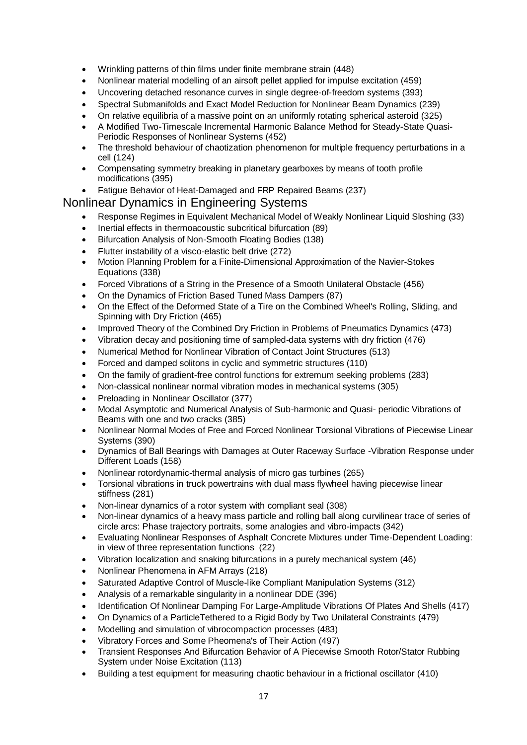- Wrinkling patterns of thin films under finite membrane strain (448)
- Nonlinear material modelling of an airsoft pellet applied for impulse excitation (459)
- Uncovering detached resonance curves in single degree-of-freedom systems (393)
- Spectral Submanifolds and Exact Model Reduction for Nonlinear Beam Dynamics (239)
- On relative equilibria of a massive point on an uniformly rotating spherical asteroid (325)
- A Modified Two-Timescale Incremental Harmonic Balance Method for Steady-State Quasi-Periodic Responses of Nonlinear Systems (452)
- The threshold behaviour of chaotization phenomenon for multiple frequency perturbations in a cell (124)
- Compensating symmetry breaking in planetary gearboxes by means of tooth profile modifications (395)
- Fatigue Behavior of Heat-Damaged and FRP Repaired Beams (237)

## Nonlinear Dynamics in Engineering Systems

- Response Regimes in Equivalent Mechanical Model of Weakly Nonlinear Liquid Sloshing (33)
- Inertial effects in thermoacoustic subcritical bifurcation (89)
- Bifurcation Analysis of Non-Smooth Floating Bodies (138)
- Flutter instability of a visco-elastic belt drive (272)
- Motion Planning Problem for a Finite-Dimensional Approximation of the Navier-Stokes Equations (338)
- Forced Vibrations of a String in the Presence of a Smooth Unilateral Obstacle (456)
- On the Dynamics of Friction Based Tuned Mass Dampers (87)
- On the Effect of the Deformed State of a Tire on the Combined Wheel's Rolling, Sliding, and Spinning with Dry Friction (465)
- Improved Theory of the Combined Dry Friction in Problems of Pneumatics Dynamics (473)
- Vibration decay and positioning time of sampled-data systems with dry friction (476)
- Numerical Method for Nonlinear Vibration of Contact Joint Structures (513)
- Forced and damped solitons in cyclic and symmetric structures (110)
- On the family of gradient-free control functions for extremum seeking problems (283)
- Non-classical nonlinear normal vibration modes in mechanical systems (305)
- Preloading in Nonlinear Oscillator (377)
- Modal Asymptotic and Numerical Analysis of Sub-harmonic and Quasi- periodic Vibrations of Beams with one and two cracks (385)
- Nonlinear Normal Modes of Free and Forced Nonlinear Torsional Vibrations of Piecewise Linear Systems (390)
- Dynamics of Ball Bearings with Damages at Outer Raceway Surface -Vibration Response under Different Loads (158)
- Nonlinear rotordynamic-thermal analysis of micro gas turbines (265)
- Torsional vibrations in truck powertrains with dual mass flywheel having piecewise linear stiffness (281)
- Non-linear dynamics of a rotor system with compliant seal (308)
- Non-linear dynamics of a heavy mass particle and rolling ball along curvilinear trace of series of circle arcs: Phase trajectory portraits, some analogies and vibro-impacts (342)
- Evaluating Nonlinear Responses of Asphalt Concrete Mixtures under Time-Dependent Loading: in view of three representation functions (22)
- Vibration localization and snaking bifurcations in a purely mechanical system (46)
- Nonlinear Phenomena in AFM Arrays (218)
- Saturated Adaptive Control of Muscle-like Compliant Manipulation Systems (312)
- Analysis of a remarkable singularity in a nonlinear DDE (396)
- Identification Of Nonlinear Damping For Large-Amplitude Vibrations Of Plates And Shells (417)
- On Dynamics of a ParticleTethered to a Rigid Body by Two Unilateral Constraints (479)
- Modelling and simulation of vibrocompaction processes (483)
- Vibratory Forces and Some Pheomena's of Their Action (497)
- Transient Responses And Bifurcation Behavior of A Piecewise Smooth Rotor/Stator Rubbing System under Noise Excitation (113)
- Building a test equipment for measuring chaotic behaviour in a frictional oscillator (410)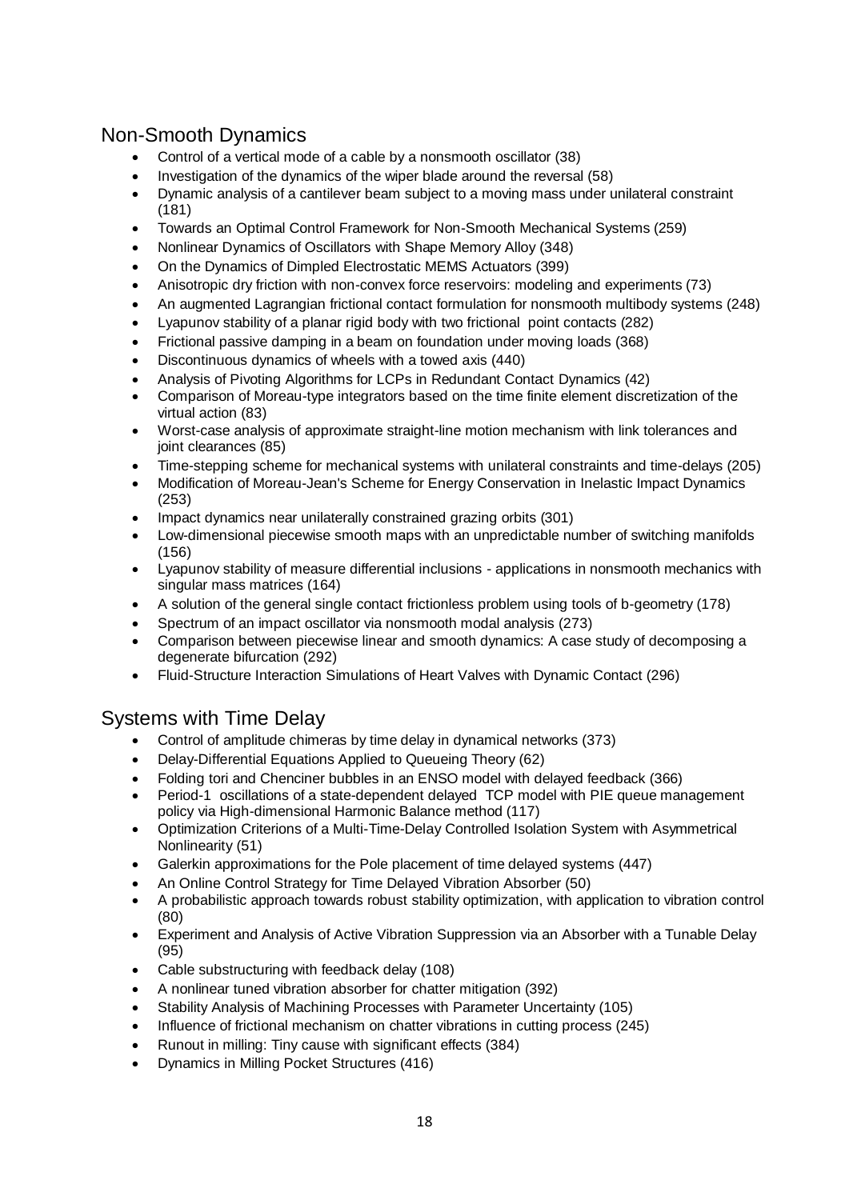## Non-Smooth Dynamics

- Control of a vertical mode of a cable by a nonsmooth oscillator (38)
- Investigation of the dynamics of the wiper blade around the reversal (58)
- Dynamic analysis of a cantilever beam subject to a moving mass under unilateral constraint (181)
- Towards an Optimal Control Framework for Non-Smooth Mechanical Systems (259)
- Nonlinear Dynamics of Oscillators with Shape Memory Alloy (348)
- On the Dynamics of Dimpled Electrostatic MEMS Actuators (399)
- Anisotropic dry friction with non-convex force reservoirs: modeling and experiments (73)
- An augmented Lagrangian frictional contact formulation for nonsmooth multibody systems (248)
- Lyapunov stability of a planar rigid body with two frictional point contacts (282)
- Frictional passive damping in a beam on foundation under moving loads (368)
- Discontinuous dynamics of wheels with a towed axis (440)
- Analysis of Pivoting Algorithms for LCPs in Redundant Contact Dynamics (42)
- Comparison of Moreau-type integrators based on the time finite element discretization of the virtual action (83)
- Worst-case analysis of approximate straight-line motion mechanism with link tolerances and joint clearances (85)
- Time-stepping scheme for mechanical systems with unilateral constraints and time-delays (205)
- Modification of Moreau-Jean's Scheme for Energy Conservation in Inelastic Impact Dynamics (253)
- Impact dynamics near unilaterally constrained grazing orbits (301)
- Low-dimensional piecewise smooth maps with an unpredictable number of switching manifolds (156)
- Lyapunov stability of measure differential inclusions - applications in nonsmooth mechanics with singular mass matrices (164)
- A solution of the general single contact frictionless problem using tools of b-geometry (178)
- Spectrum of an impact oscillator via nonsmooth modal analysis (273)
- Comparison between piecewise linear and smooth dynamics: A case study of decomposing a degenerate bifurcation (292)
- Fluid-Structure Interaction Simulations of Heart Valves with Dynamic Contact (296)

## Systems with Time Delay

- Control of amplitude chimeras by time delay in dynamical networks (373)
- Delay-Differential Equations Applied to Queueing Theory (62)
- Folding tori and Chenciner bubbles in an ENSO model with delayed feedback (366)
- Period-1 oscillations of a state-dependent delayed TCP model with PIE queue management policy via High-dimensional Harmonic Balance method (117)
- Optimization Criterions of a Multi-Time-Delay Controlled Isolation System with Asymmetrical Nonlinearity (51)
- Galerkin approximations for the Pole placement of time delayed systems (447)
- An Online Control Strategy for Time Delayed Vibration Absorber (50)
- A probabilistic approach towards robust stability optimization, with application to vibration control (80)
- Experiment and Analysis of Active Vibration Suppression via an Absorber with a Tunable Delay (95)
- Cable substructuring with feedback delay (108)
- A nonlinear tuned vibration absorber for chatter mitigation (392)
- Stability Analysis of Machining Processes with Parameter Uncertainty (105)
- Influence of frictional mechanism on chatter vibrations in cutting process (245)
- Runout in milling: Tiny cause with significant effects (384)
- Dynamics in Milling Pocket Structures (416)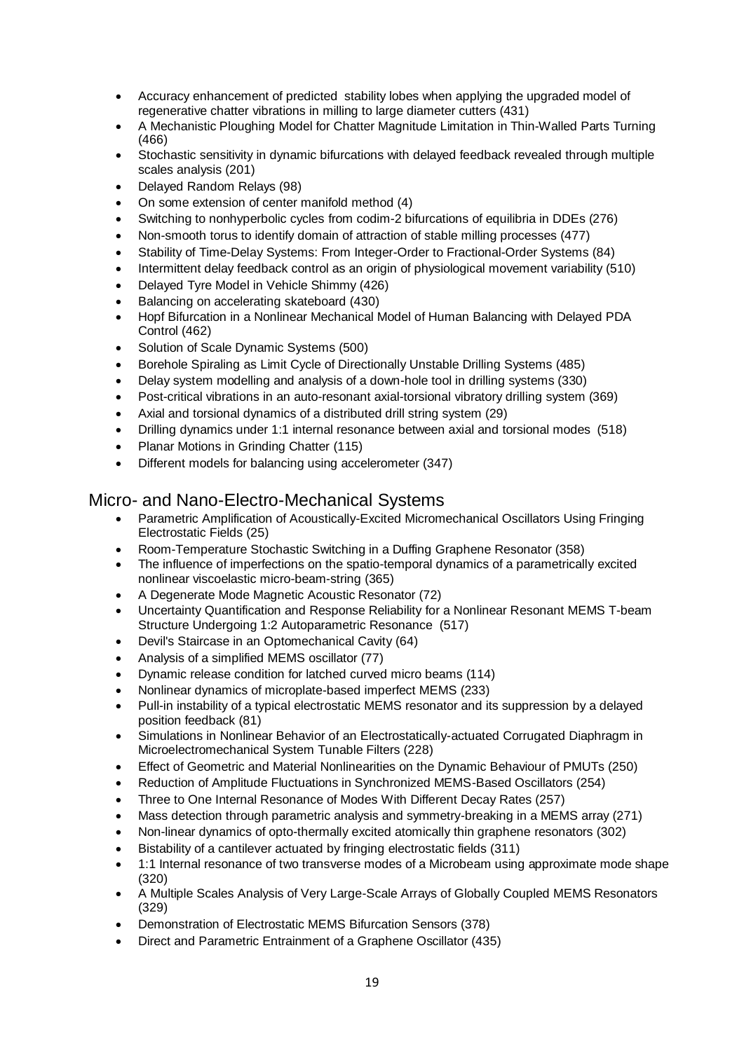- Accuracy enhancement of predicted stability lobes when applying the upgraded model of regenerative chatter vibrations in milling to large diameter cutters (431)
- A Mechanistic Ploughing Model for Chatter Magnitude Limitation in Thin-Walled Parts Turning (466)
- Stochastic sensitivity in dynamic bifurcations with delayed feedback revealed through multiple scales analysis (201)
- Delayed Random Relays (98)
- On some extension of center manifold method (4)
- Switching to nonhyperbolic cycles from codim-2 bifurcations of equilibria in DDEs (276)
- Non-smooth torus to identify domain of attraction of stable milling processes (477)
- Stability of Time-Delay Systems: From Integer-Order to Fractional-Order Systems (84)
- Intermittent delay feedback control as an origin of physiological movement variability (510)
- Delayed Tyre Model in Vehicle Shimmy (426)
- Balancing on accelerating skateboard (430)
- Hopf Bifurcation in a Nonlinear Mechanical Model of Human Balancing with Delayed PDA Control (462)
- Solution of Scale Dynamic Systems (500)
- Borehole Spiraling as Limit Cycle of Directionally Unstable Drilling Systems (485)
- Delay system modelling and analysis of a down-hole tool in drilling systems (330)
- Post-critical vibrations in an auto-resonant axial-torsional vibratory drilling system (369)
- Axial and torsional dynamics of a distributed drill string system (29)
- Drilling dynamics under 1:1 internal resonance between axial and torsional modes (518)
- Planar Motions in Grinding Chatter (115)
- Different models for balancing using accelerometer (347)

## Micro- and Nano-Electro-Mechanical Systems

- Parametric Amplification of Acoustically-Excited Micromechanical Oscillators Using Fringing Electrostatic Fields (25)
- Room-Temperature Stochastic Switching in a Duffing Graphene Resonator (358)
- The influence of imperfections on the spatio-temporal dynamics of a parametrically excited nonlinear viscoelastic micro-beam-string (365)
- A Degenerate Mode Magnetic Acoustic Resonator (72)
- Uncertainty Quantification and Response Reliability for a Nonlinear Resonant MEMS T-beam Structure Undergoing 1:2 Autoparametric Resonance (517)
- Devil's Staircase in an Optomechanical Cavity (64)
- Analysis of a simplified MEMS oscillator (77)
- Dynamic release condition for latched curved micro beams (114)
- Nonlinear dynamics of microplate-based imperfect MEMS (233)
- Pull-in instability of a typical electrostatic MEMS resonator and its suppression by a delayed position feedback (81)
- Simulations in Nonlinear Behavior of an Electrostatically-actuated Corrugated Diaphragm in Microelectromechanical System Tunable Filters (228)
- Effect of Geometric and Material Nonlinearities on the Dynamic Behaviour of PMUTs (250)
- Reduction of Amplitude Fluctuations in Synchronized MEMS-Based Oscillators (254)
- Three to One Internal Resonance of Modes With Different Decay Rates (257)
- Mass detection through parametric analysis and symmetry-breaking in a MEMS array (271)
- Non-linear dynamics of opto-thermally excited atomically thin graphene resonators (302)
- Bistability of a cantilever actuated by fringing electrostatic fields (311)
- 1:1 Internal resonance of two transverse modes of a Microbeam using approximate mode shape (320)
- A Multiple Scales Analysis of Very Large-Scale Arrays of Globally Coupled MEMS Resonators (329)
- Demonstration of Electrostatic MEMS Bifurcation Sensors (378)
- Direct and Parametric Entrainment of a Graphene Oscillator (435)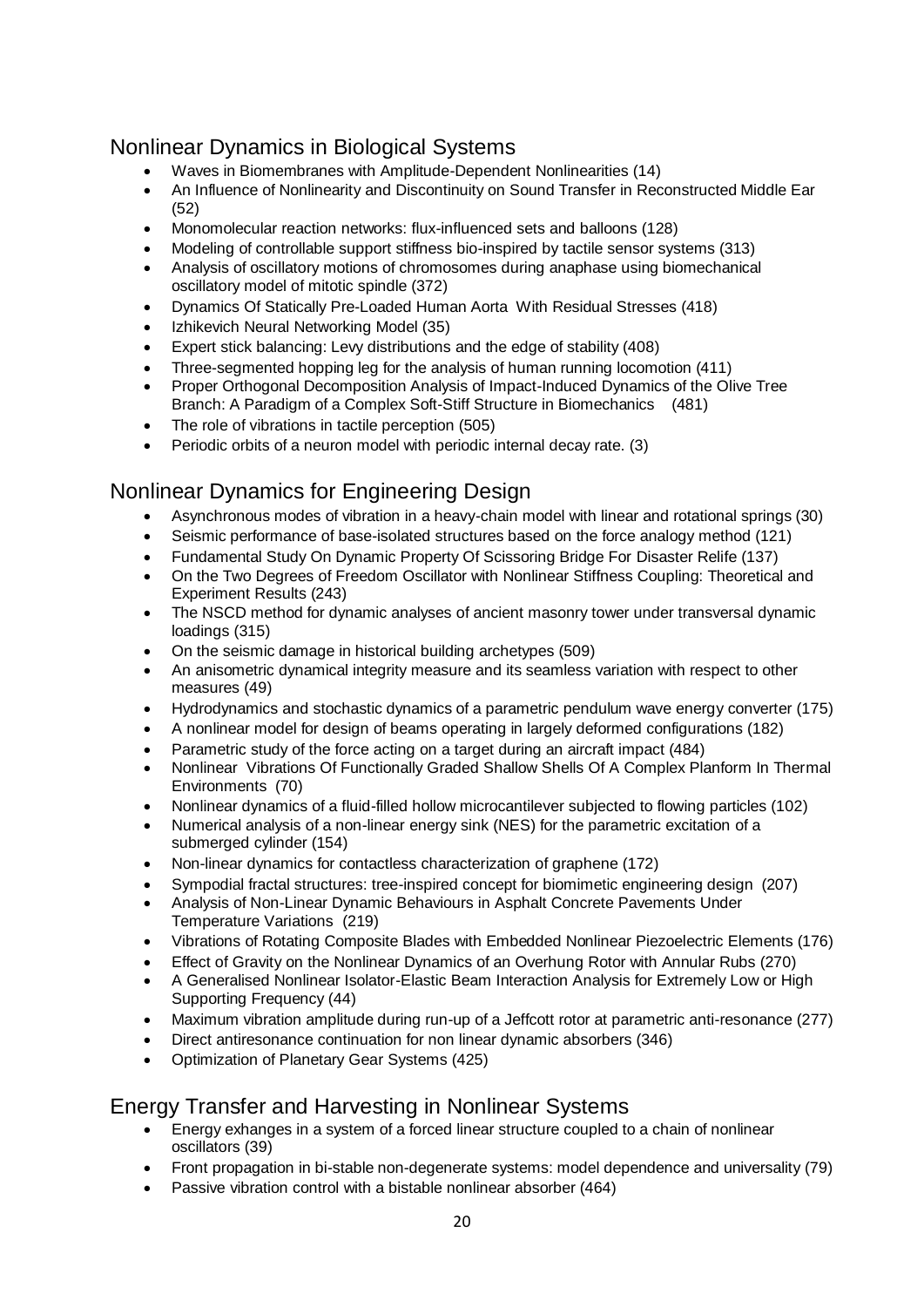## Nonlinear Dynamics in Biological Systems

- Waves in Biomembranes with Amplitude-Dependent Nonlinearities (14)
- An Influence of Nonlinearity and Discontinuity on Sound Transfer in Reconstructed Middle Ear (52)
- Monomolecular reaction networks: flux-influenced sets and balloons (128)
- Modeling of controllable support stiffness bio-inspired by tactile sensor systems (313)
- Analysis of oscillatory motions of chromosomes during anaphase using biomechanical oscillatory model of mitotic spindle (372)
- Dynamics Of Statically Pre-Loaded Human Aorta With Residual Stresses (418)
- Izhikevich Neural Networking Model (35)
- Expert stick balancing: Levy distributions and the edge of stability (408)
- Three-segmented hopping leg for the analysis of human running locomotion (411)
- Proper Orthogonal Decomposition Analysis of Impact-Induced Dynamics of the Olive Tree Branch: A Paradigm of a Complex Soft-Stiff Structure in Biomechanics (481)
- The role of vibrations in tactile perception (505)
- Periodic orbits of a neuron model with periodic internal decay rate. (3)

## Nonlinear Dynamics for Engineering Design

- Asynchronous modes of vibration in a heavy-chain model with linear and rotational springs (30)
- Seismic performance of base-isolated structures based on the force analogy method (121)
- Fundamental Study On Dynamic Property Of Scissoring Bridge For Disaster Relife (137)
- On the Two Degrees of Freedom Oscillator with Nonlinear Stiffness Coupling: Theoretical and Experiment Results (243)
- The NSCD method for dynamic analyses of ancient masonry tower under transversal dynamic loadings (315)
- On the seismic damage in historical building archetypes (509)
- An anisometric dynamical integrity measure and its seamless variation with respect to other measures (49)
- Hydrodynamics and stochastic dynamics of a parametric pendulum wave energy converter (175)
- A nonlinear model for design of beams operating in largely deformed configurations (182)
- Parametric study of the force acting on a target during an aircraft impact (484)
- Nonlinear Vibrations Of Functionally Graded Shallow Shells Of A Complex Planform In Thermal Environments (70)
- Nonlinear dynamics of a fluid-filled hollow microcantilever subjected to flowing particles (102)
- Numerical analysis of a non-linear energy sink (NES) for the parametric excitation of a submerged cylinder (154)
- Non-linear dynamics for contactless characterization of graphene (172)
- Sympodial fractal structures: tree-inspired concept for biomimetic engineering design (207)
- Analysis of Non-Linear Dynamic Behaviours in Asphalt Concrete Pavements Under Temperature Variations (219)
- Vibrations of Rotating Composite Blades with Embedded Nonlinear Piezoelectric Elements (176)
- Effect of Gravity on the Nonlinear Dynamics of an Overhung Rotor with Annular Rubs (270)
- A Generalised Nonlinear Isolator-Elastic Beam Interaction Analysis for Extremely Low or High Supporting Frequency (44)
- Maximum vibration amplitude during run-up of a Jeffcott rotor at parametric anti-resonance (277)
- Direct antiresonance continuation for non linear dynamic absorbers (346)
- Optimization of Planetary Gear Systems (425)

## Energy Transfer and Harvesting in Nonlinear Systems

- Energy exhanges in a system of a forced linear structure coupled to a chain of nonlinear oscillators (39)
- Front propagation in bi-stable non-degenerate systems: model dependence and universality (79)
- Passive vibration control with a bistable nonlinear absorber (464)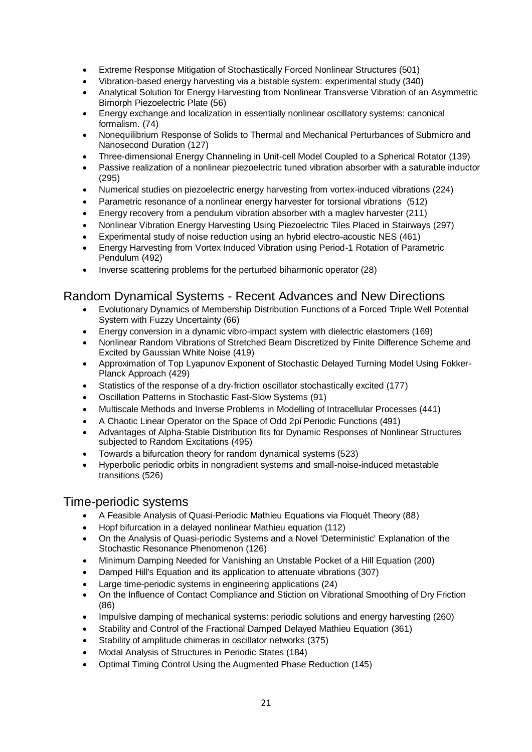- Extreme Response Mitigation of Stochastically Forced Nonlinear Structures (501)
- Vibration-based energy harvesting via a bistable system: experimental study (340)
- Analytical Solution for Energy Harvesting from Nonlinear Transverse Vibration of an Asymmetric Bimorph Piezoelectric Plate (56)
- Energy exchange and localization in essentially nonlinear oscillatory systems: canonical formalism. (74)
- Nonequilibrium Response of Solids to Thermal and Mechanical Perturbances of Submicro and Nanosecond Duration (127)
- Three-dimensional Energy Channeling in Unit-cell Model Coupled to a Spherical Rotator (139)
- Passive realization of a nonlinear piezoelectric tuned vibration absorber with a saturable inductor (295)
- Numerical studies on piezoelectric energy harvesting from vortex-induced vibrations (224)
- Parametric resonance of a nonlinear energy harvester for torsional vibrations (512)
- Energy recovery from a pendulum vibration absorber with a maglev harvester (211)
- Nonlinear Vibration Energy Harvesting Using Piezoelectric Tiles Placed in Stairways (297)
- Experimental study of noise reduction using an hybrid electro-acoustic NES (461)
- Energy Harvesting from Vortex Induced Vibration using Period-1 Rotation of Parametric Pendulum (492)
- Inverse scattering problems for the perturbed biharmonic operator (28)

## Random Dynamical Systems - Recent Advances and New Directions

- Evolutionary Dynamics of Membership Distribution Functions of a Forced Triple Well Potential System with Fuzzy Uncertainty (66)
- Energy conversion in a dynamic vibro-impact system with dielectric elastomers (169)
- Nonlinear Random Vibrations of Stretched Beam Discretized by Finite Difference Scheme and Excited by Gaussian White Noise (419)
- Approximation of Top Lyapunov Exponent of Stochastic Delayed Turning Model Using Fokker-Planck Approach (429)
- Statistics of the response of a dry-friction oscillator stochastically excited (177)
- Oscillation Patterns in Stochastic Fast-Slow Systems (91)
- Multiscale Methods and Inverse Problems in Modelling of Intracellular Processes (441)
- A Chaotic Linear Operator on the Space of Odd 2pi Periodic Functions (491)
- Advantages of Alpha-Stable Distribution fits for Dynamic Responses of Nonlinear Structures subjected to Random Excitations (495)
- Towards a bifurcation theory for random dynamical systems (523)
- Hyperbolic periodic orbits in nongradient systems and small-noise-induced metastable transitions (526)

## Time-periodic systems

- A Feasible Analysis of Quasi-Periodic Mathieu Equations via Floquét Theory (88)
- Hopf bifurcation in a delayed nonlinear Mathieu equation (112)
- On the Analysis of Quasi-periodic Systems and a Novel 'Deterministic' Explanation of the Stochastic Resonance Phenomenon (126)
- Minimum Damping Needed for Vanishing an Unstable Pocket of a Hill Equation (200)
- Damped Hill's Equation and its application to attenuate vibrations (307)
- Large time-periodic systems in engineering applications (24)
- On the Influence of Contact Compliance and Stiction on Vibrational Smoothing of Dry Friction (86)
- Impulsive damping of mechanical systems: periodic solutions and energy harvesting (260)
- Stability and Control of the Fractional Damped Delayed Mathieu Equation (361)
- Stability of amplitude chimeras in oscillator networks (375)
- Modal Analysis of Structures in Periodic States (184)
- Optimal Timing Control Using the Augmented Phase Reduction (145)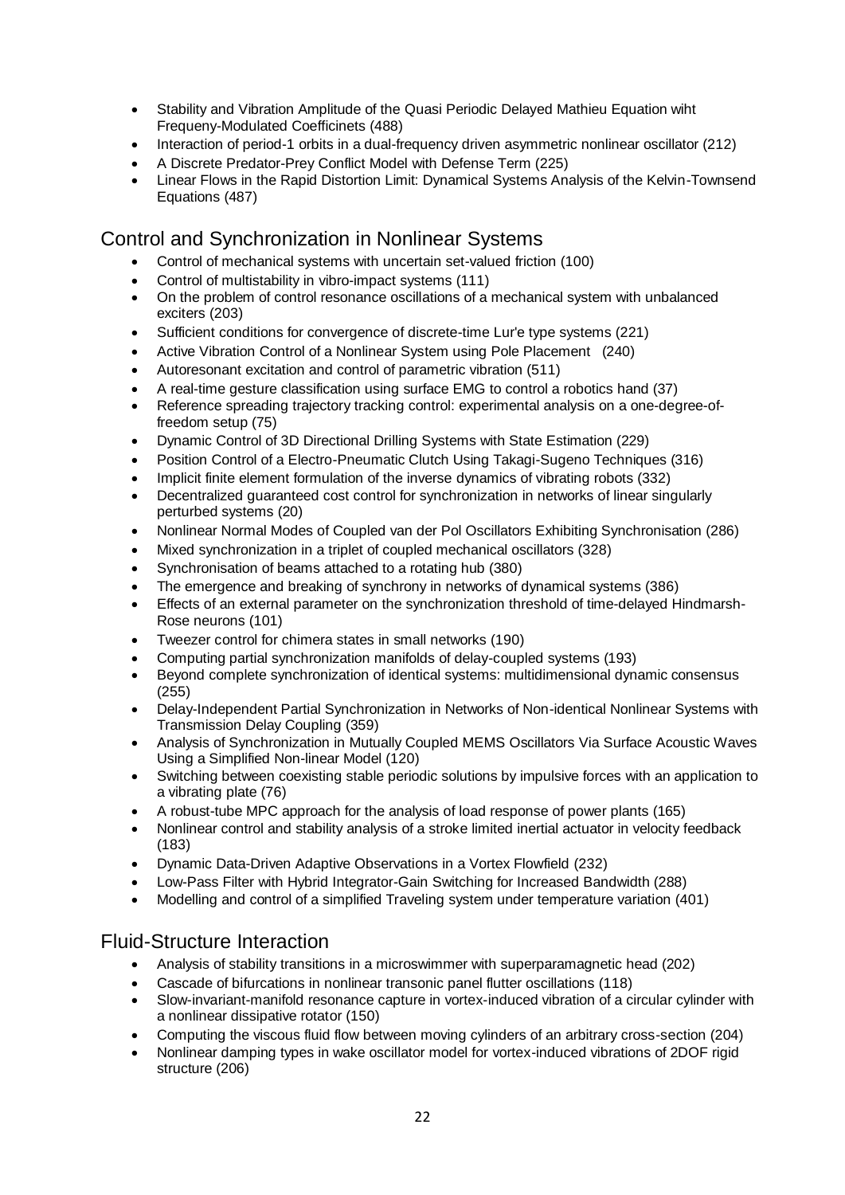- Stability and Vibration Amplitude of the Quasi Periodic Delayed Mathieu Equation wiht Frequeny-Modulated Coefficinets (488)
- Interaction of period-1 orbits in a dual-frequency driven asymmetric nonlinear oscillator (212)
- A Discrete Predator-Prey Conflict Model with Defense Term (225)
- Linear Flows in the Rapid Distortion Limit: Dynamical Systems Analysis of the Kelvin-Townsend Equations (487)

## Control and Synchronization in Nonlinear Systems

- Control of mechanical systems with uncertain set-valued friction (100)
- Control of multistability in vibro-impact systems (111)
- On the problem of control resonance oscillations of a mechanical system with unbalanced exciters (203)
- Sufficient conditions for convergence of discrete-time Lur'e type systems (221)
- Active Vibration Control of a Nonlinear System using Pole Placement (240)
- Autoresonant excitation and control of parametric vibration (511)
- A real-time gesture classification using surface EMG to control a robotics hand (37)
- Reference spreading trajectory tracking control: experimental analysis on a one-degree-of-freedom setup (75)
- Dynamic Control of 3D Directional Drilling Systems with State Estimation (229)
- Position Control of a Electro-Pneumatic Clutch Using Takagi-Sugeno Techniques (316)
- Implicit finite element formulation of the inverse dynamics of vibrating robots (332)
- Decentralized guaranteed cost control for synchronization in networks of linear singularly perturbed systems (20)
- Nonlinear Normal Modes of Coupled van der Pol Oscillators Exhibiting Synchronisation (286)
- Mixed synchronization in a triplet of coupled mechanical oscillators (328)
- Synchronisation of beams attached to a rotating hub (380)
- The emergence and breaking of synchrony in networks of dynamical systems (386)
- Effects of an external parameter on the synchronization threshold of time-delayed Hindmarsh-Rose neurons (101)
- Tweezer control for chimera states in small networks (190)
- Computing partial synchronization manifolds of delay-coupled systems (193)
- Beyond complete synchronization of identical systems: multidimensional dynamic consensus (255)
- Delay-Independent Partial Synchronization in Networks of Non-identical Nonlinear Systems with Transmission Delay Coupling (359)
- Analysis of Synchronization in Mutually Coupled MEMS Oscillators Via Surface Acoustic Waves Using a Simplified Non-linear Model (120)
- Switching between coexisting stable periodic solutions by impulsive forces with an application to a vibrating plate (76)
- A robust-tube MPC approach for the analysis of load response of power plants (165)
- Nonlinear control and stability analysis of a stroke limited inertial actuator in velocity feedback (183)
- Dynamic Data-Driven Adaptive Observations in a Vortex Flowfield (232)
- Low-Pass Filter with Hybrid Integrator-Gain Switching for Increased Bandwidth (288)
- Modelling and control of a simplified Traveling system under temperature variation (401)

## Fluid-Structure Interaction

- Analysis of stability transitions in a microswimmer with superparamagnetic head (202)
- Cascade of bifurcations in nonlinear transonic panel flutter oscillations (118)
- Slow-invariant-manifold resonance capture in vortex-induced vibration of a circular cylinder with a nonlinear dissipative rotator (150)
- Computing the viscous fluid flow between moving cylinders of an arbitrary cross-section (204)
- Nonlinear damping types in wake oscillator model for vortex-induced vibrations of 2DOF rigid structure (206)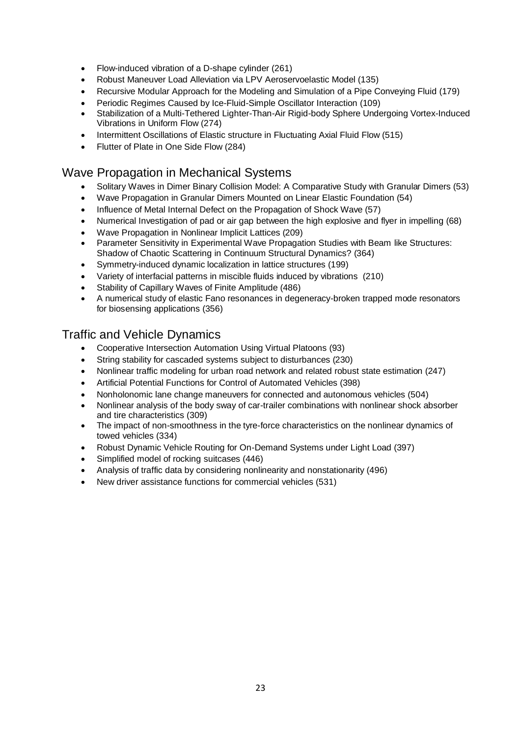- Flow-induced vibration of a D-shape cylinder (261)
- Robust Maneuver Load Alleviation via LPV Aeroservoelastic Model (135)
- Recursive Modular Approach for the Modeling and Simulation of a Pipe Conveying Fluid (179)
- Periodic Regimes Caused by Ice-Fluid-Simple Oscillator Interaction (109)
- Stabilization of a Multi-Tethered Lighter-Than-Air Rigid-body Sphere Undergoing Vortex-Induced Vibrations in Uniform Flow (274)
- Intermittent Oscillations of Elastic structure in Fluctuating Axial Fluid Flow (515)
- Flutter of Plate in One Side Flow (284)

## Wave Propagation in Mechanical Systems

- Solitary Waves in Dimer Binary Collision Model: A Comparative Study with Granular Dimers (53)
- Wave Propagation in Granular Dimers Mounted on Linear Elastic Foundation (54)
- Influence of Metal Internal Defect on the Propagation of Shock Wave (57)
- Numerical Investigation of pad or air gap between the high explosive and flyer in impelling (68)
- Wave Propagation in Nonlinear Implicit Lattices (209)
- Parameter Sensitivity in Experimental Wave Propagation Studies with Beam like Structures: Shadow of Chaotic Scattering in Continuum Structural Dynamics? (364)
- Symmetry-induced dynamic localization in lattice structures (199)
- Variety of interfacial patterns in miscible fluids induced by vibrations (210)
- Stability of Capillary Waves of Finite Amplitude (486)
- A numerical study of elastic Fano resonances in degeneracy-broken trapped mode resonators for biosensing applications (356)

## Traffic and Vehicle Dynamics

- Cooperative Intersection Automation Using Virtual Platoons (93)
- String stability for cascaded systems subject to disturbances (230)
- Nonlinear traffic modeling for urban road network and related robust state estimation (247)
- Artificial Potential Functions for Control of Automated Vehicles (398)
- Nonholonomic lane change maneuvers for connected and autonomous vehicles (504)
- Nonlinear analysis of the body sway of car-trailer combinations with nonlinear shock absorber and tire characteristics (309)
- The impact of non-smoothness in the tyre-force characteristics on the nonlinear dynamics of towed vehicles (334)
- Robust Dynamic Vehicle Routing for On-Demand Systems under Light Load (397)
- Simplified model of rocking suitcases (446)
- Analysis of traffic data by considering nonlinearity and nonstationarity (496)
- New driver assistance functions for commercial vehicles (531)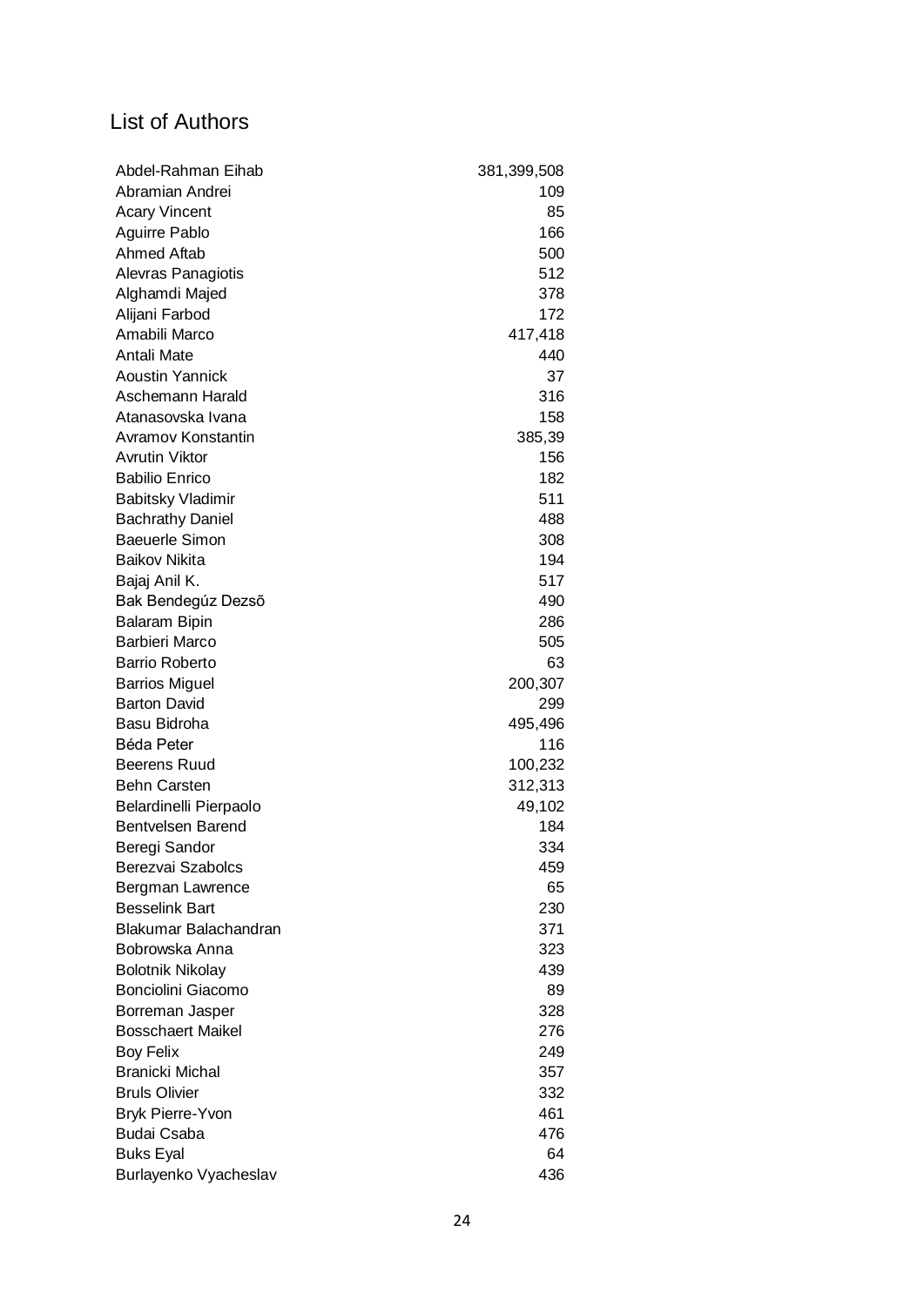# List of Authors

| | |
|---|---:|
| Abdel-Rahman Eihab | 381,399,508 |
| Abramian Andrei | 109 |
| Acary Vincent | 85 |
| Aguirre Pablo | 166 |
| Ahmed Aftab | 500 |
| Alevras Panagiotis | 512 |
| Alghamdi Majed | 378 |
| Alijani Farbod | 172 |
| Amabili Marco | 417,418 |
| Antali Mate | 440 |
| Aoustin Yannick | 37 |
| Aschemann Harald | 316 |
| Atanasovska Ivana | 158 |
| Avramov Konstantin | 385,39 |
| Avrutin Viktor | 156 |
| Babilio Enrico | 182 |
| Babitsky Vladimir | 511 |
| Bachrathy Daniel | 488 |
| Baeuerle Simon | 308 |
| Baikov Nikita | 194 |
| Bajaj Anil K. | 517 |
| Bak Bendegúz Dezsõ | 490 |
| Balaram Bipin | 286 |
| Barbieri Marco | 505 |
| Barrio Roberto | 63 |
| Barrios Miguel | 200,307 |
| Barton David | 299 |
| Basu Bidroha | 495,496 |
| Béda Peter | 116 |
| Beerens Ruud | 100,232 |
| Behn Carsten | 312,313 |
| Belardinelli Pierpaolo | 49,102 |
| Bentvelsen Barend | 184 |
| Beregi Sandor | 334 |
| Berezvai Szabolcs | 459 |
| Bergman Lawrence | 65 |
| Besselink Bart | 230 |
| Blakumar Balachandran | 371 |
| Bobrowska Anna | 323 |
| Bolotnik Nikolay | 439 |
| Bonciolini Giacomo | 89 |
| Borreman Jasper | 328 |
| Bosschaert Maikel | 276 |
| Boy Felix | 249 |
| Branicki Michal | 357 |
| Bruls Olivier | 332 |
| Bryk Pierre-Yvon | 461 |
| Budai Csaba | 476 |
| Buks Eyal | 64 |
| Burlayenko Vyacheslav | 436 |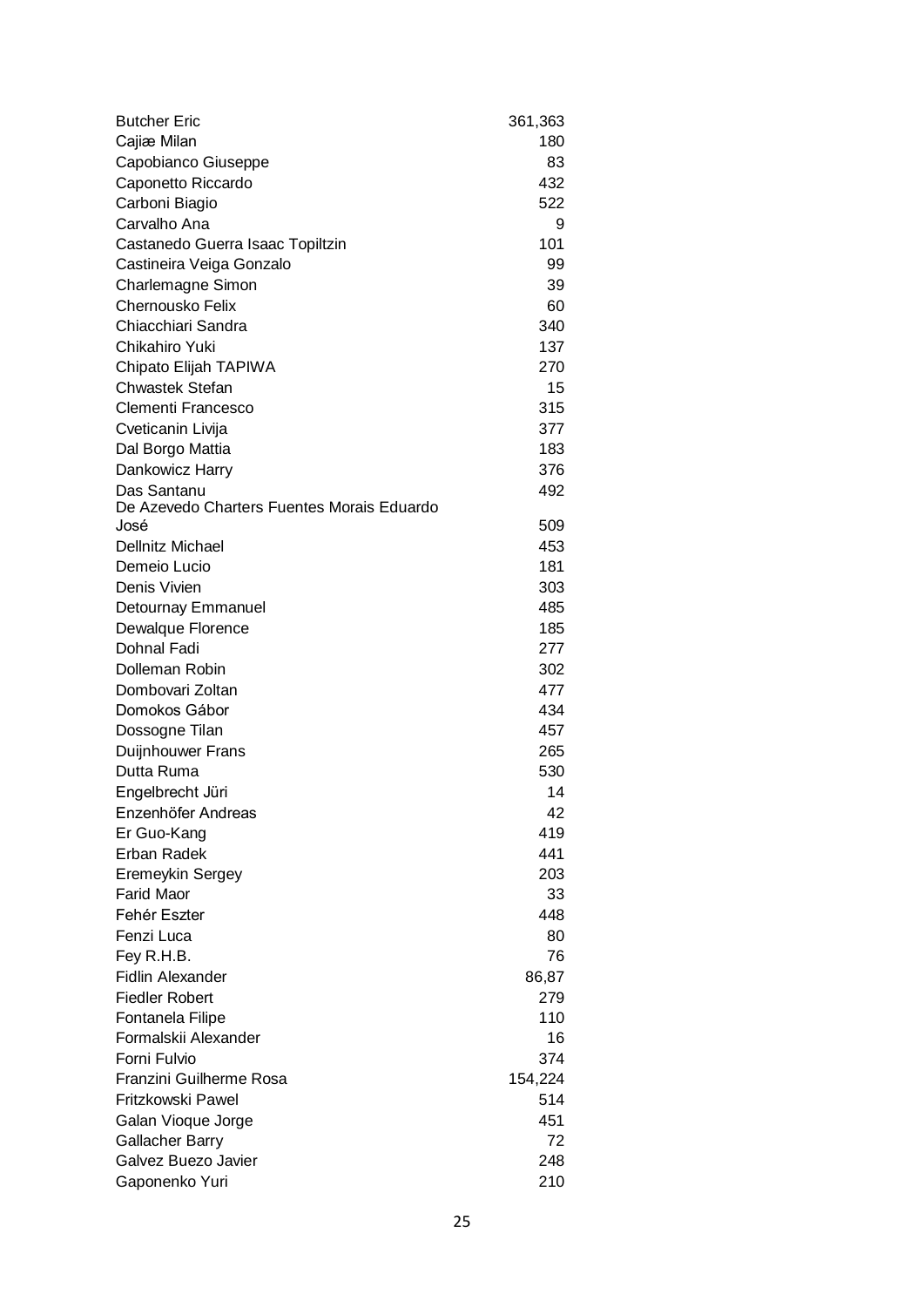| | |
|---|---|
| Butcher Eric | 361,363 |
| Cajiæ Milan | 180 |
| Capobianco Giuseppe | 83 |
| Caponetto Riccardo | 432 |
| Carboni Biagio | 522 |
| Carvalho Ana | 9 |
| Castanedo Guerra Isaac Topiltzin | 101 |
| Castineira Veiga Gonzalo | 99 |
| Charlemagne Simon | 39 |
| Chernousko Felix | 60 |
| Chiacchiari Sandra | 340 |
| Chikahiro Yuki | 137 |
| Chipato Elijah TAPIWA | 270 |
| Chwastek Stefan | 15 |
| Clementi Francesco | 315 |
| Cveticanin Livija | 377 |
| Dal Borgo Mattia | 183 |
| Dankowicz Harry | 376 |
| Das Santanu | 492 |
| De Azevedo Charters Fuentes Morais Eduardo José | 509 |
| Dellnitz Michael | 453 |
| Demeio Lucio | 181 |
| Denis Vivien | 303 |
| Detournay Emmanuel | 485 |
| Dewalque Florence | 185 |
| Dohnal Fadi | 277 |
| Dolleman Robin | 302 |
| Dombovari Zoltan | 477 |
| Domokos Gábor | 434 |
| Dossogne Tilan | 457 |
| Duijnhouwer Frans | 265 |
| Dutta Ruma | 530 |
| Engelbrecht Jüri | 14 |
| Enzenhöfer Andreas | 42 |
| Er Guo-Kang | 419 |
| Erban Radek | 441 |
| Eremeykin Sergey | 203 |
| Farid Maor | 33 |
| Fehér Eszter | 448 |
| Fenzi Luca | 80 |
| Fey R.H.B. | 76 |
| Fidlin Alexander | 86,87 |
| Fiedler Robert | 279 |
| Fontanela Filipe | 110 |
| Formalskii Alexander | 16 |
| Forni Fulvio | 374 |
| Franzini Guilherme Rosa | 154,224 |
| Fritzkowski Pawel | 514 |
| Galan Vioque Jorge | 451 |
| Gallacher Barry | 72 |
| Galvez Buezo Javier | 248 |
| Gaponenko Yuri | 210 |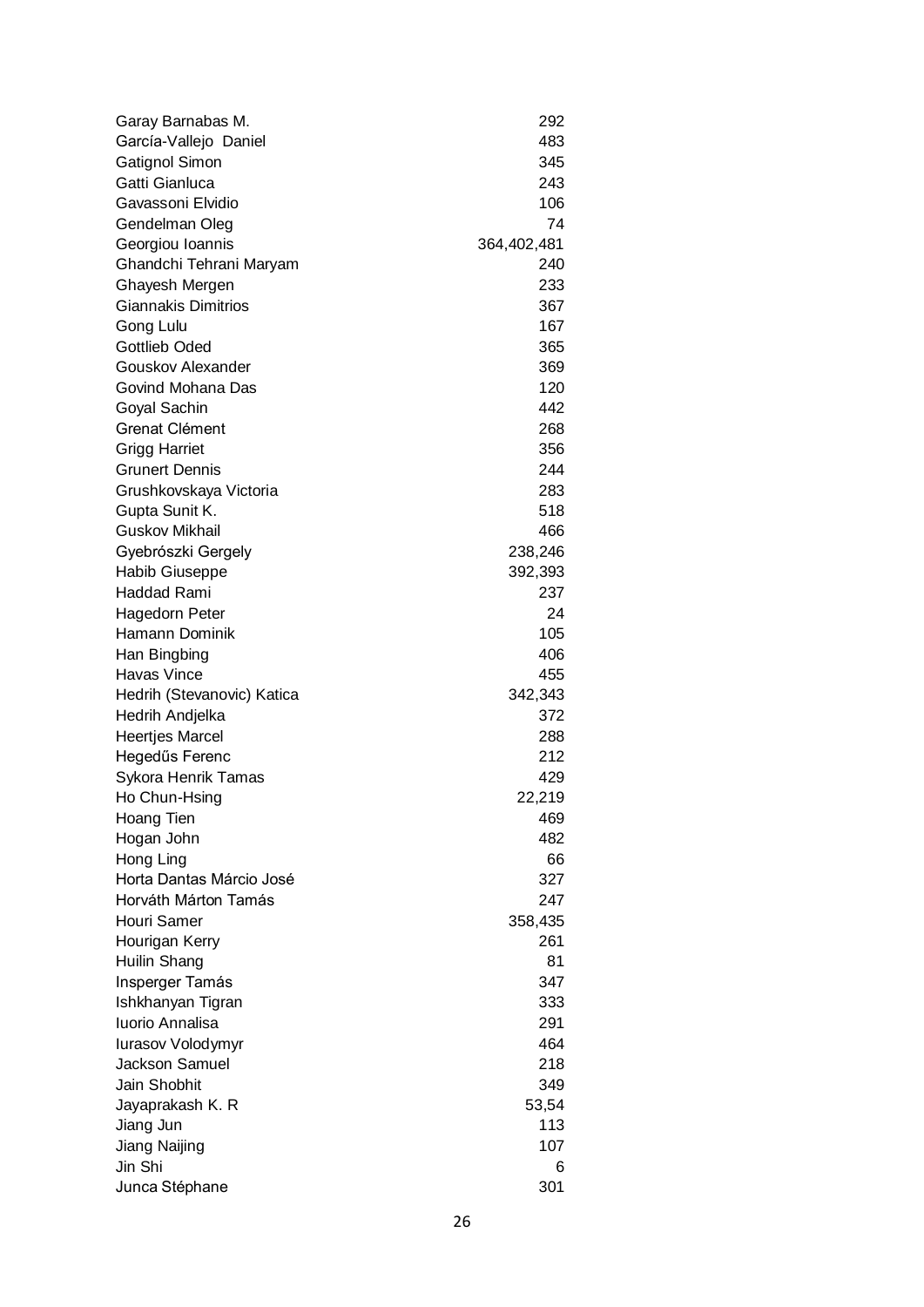| | |
|---|---|
| Garay Barnabas M. | 292 |
| García-Vallejo  Daniel | 483 |
| Gatignol Simon | 345 |
| Gatti Gianluca | 243 |
| Gavassoni Elvidio | 106 |
| Gendelman Oleg | 74 |
| Georgiou Ioannis | 364,402,481 |
| Ghandchi Tehrani Maryam | 240 |
| Ghayesh Mergen | 233 |
| Giannakis Dimitrios | 367 |
| Gong Lulu | 167 |
| Gottlieb Oded | 365 |
| Gouskov Alexander | 369 |
| Govind Mohana Das | 120 |
| Goyal Sachin | 442 |
| Grenat Clément | 268 |
| Grigg Harriet | 356 |
| Grunert Dennis | 244 |
| Grushkovskaya Victoria | 283 |
| Gupta Sunit K. | 518 |
| Guskov Mikhail | 466 |
| Gyebrószki Gergely | 238,246 |
| Habib Giuseppe | 392,393 |
| Haddad Rami | 237 |
| Hagedorn Peter | 24 |
| Hamann Dominik | 105 |
| Han Bingbing | 406 |
| Havas Vince | 455 |
| Hedrih (Stevanovic) Katica | 342,343 |
| Hedrih Andjelka | 372 |
| Heertjes Marcel | 288 |
| Hegedűs Ferenc | 212 |
| Sykora Henrik Tamas | 429 |
| Ho Chun-Hsing | 22,219 |
| Hoang Tien | 469 |
| Hogan John | 482 |
| Hong Ling | 66 |
| Horta Dantas Márcio José | 327 |
| Horváth Márton Tamás | 247 |
| Houri Samer | 358,435 |
| Hourigan Kerry | 261 |
| Huilin Shang | 81 |
| Insperger Tamás | 347 |
| Ishkhanyan Tigran | 333 |
| Iuorio Annalisa | 291 |
| Iurasov Volodymyr | 464 |
| Jackson Samuel | 218 |
| Jain Shobhit | 349 |
| Jayaprakash K. R | 53,54 |
| Jiang Jun | 113 |
| Jiang Naijing | 107 |
| Jin Shi | 6 |
| Junca Stéphane | 301 |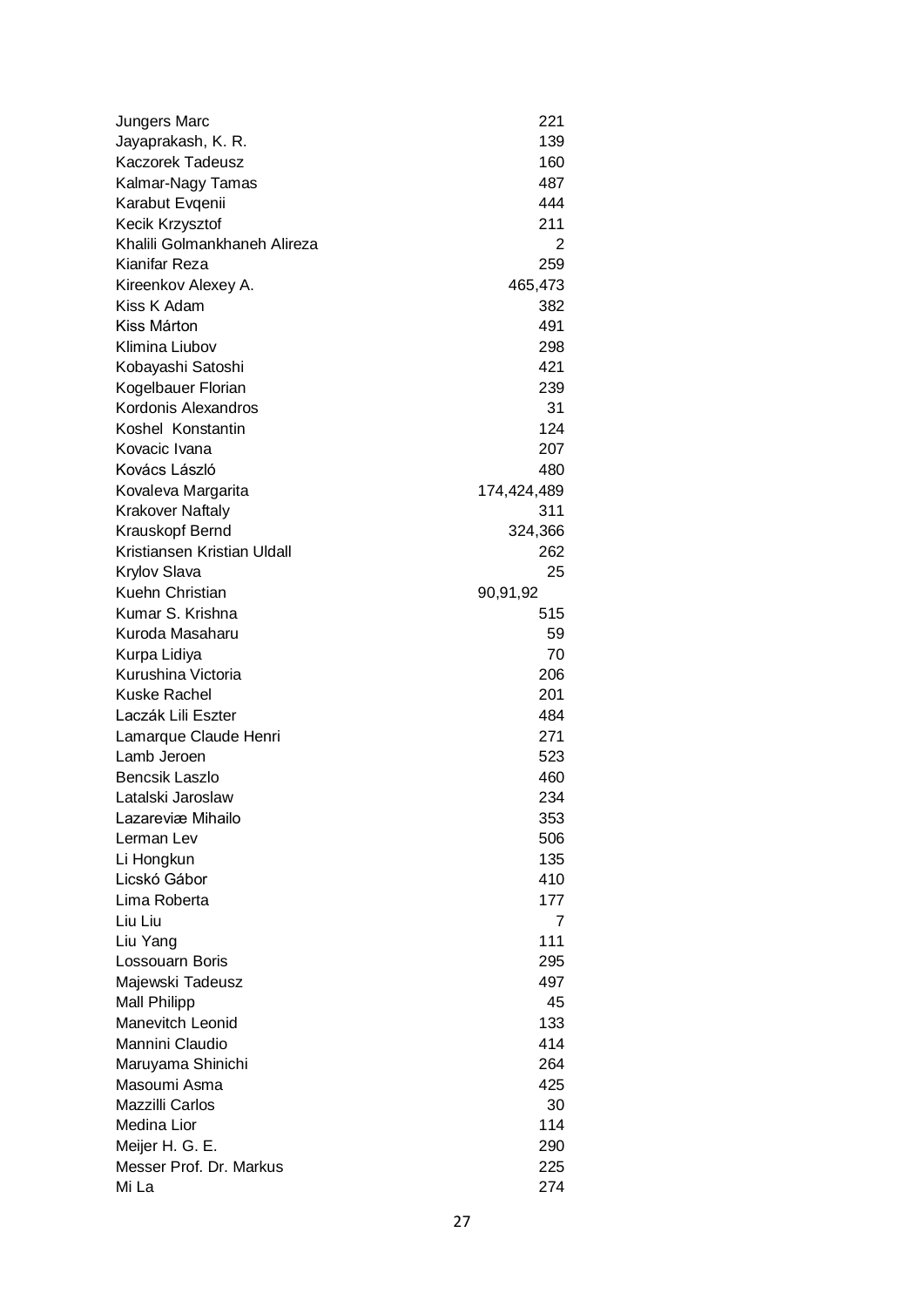| | |
|---|---|
| Jungers Marc | 221 |
| Jayaprakash, K. R. | 139 |
| Kaczorek Tadeusz | 160 |
| Kalmar-Nagy Tamas | 487 |
| Karabut Evqenii | 444 |
| Kecik Krzysztof | 211 |
| Khalili Golmankhaneh Alireza | 2 |
| Kianifar Reza | 259 |
| Kireenkov Alexey A. | 465,473 |
| Kiss K Adam | 382 |
| Kiss Márton | 491 |
| Klimina Liubov | 298 |
| Kobayashi Satoshi | 421 |
| Kogelbauer Florian | 239 |
| Kordonis Alexandros | 31 |
| Koshel  Konstantin | 124 |
| Kovacic Ivana | 207 |
| Kovács László | 480 |
| Kovaleva Margarita | 174,424,489 |
| Krakover Naftaly | 311 |
| Krauskopf Bernd | 324,366 |
| Kristiansen Kristian Uldall | 262 |
| Krylov Slava | 25 |
| Kuehn Christian | 90,91,92 |
| Kumar S. Krishna | 515 |
| Kuroda Masaharu | 59 |
| Kurpa Lidiya | 70 |
| Kurushina Victoria | 206 |
| Kuske Rachel | 201 |
| Laczák Lili Eszter | 484 |
| Lamarque Claude Henri | 271 |
| Lamb Jeroen | 523 |
| Bencsik Laszlo | 460 |
| Latalski Jaroslaw | 234 |
| Lazareviæ Mihailo | 353 |
| Lerman Lev | 506 |
| Li Hongkun | 135 |
| Licskó Gábor | 410 |
| Lima Roberta | 177 |
| Liu Liu | 7 |
| Liu Yang | 111 |
| Lossouarn Boris | 295 |
| Majewski Tadeusz | 497 |
| Mall Philipp | 45 |
| Manevitch Leonid | 133 |
| Mannini Claudio | 414 |
| Maruyama Shinichi | 264 |
| Masoumi Asma | 425 |
| Mazzilli Carlos | 30 |
| Medina Lior | 114 |
| Meijer H. G. E. | 290 |
| Messer Prof. Dr. Markus | 225 |
| Mi La | 274 |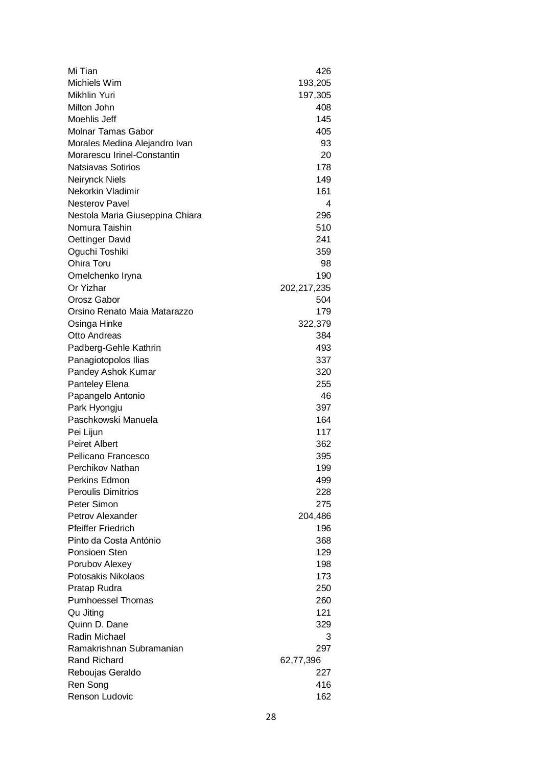| | |
|---|---|
| Mi Tian | 426 |
| Michiels Wim | 193,205 |
| Mikhlin Yuri | 197,305 |
| Milton John | 408 |
| Moehlis Jeff | 145 |
| Molnar Tamas Gabor | 405 |
| Morales Medina Alejandro Ivan | 93 |
| Morarescu Irinel-Constantin | 20 |
| Natsiavas Sotirios | 178 |
| Neirynck Niels | 149 |
| Nekorkin Vladimir | 161 |
| Nesterov Pavel | 4 |
| Nestola Maria Giuseppina Chiara | 296 |
| Nomura Taishin | 510 |
| Oettinger David | 241 |
| Oguchi Toshiki | 359 |
| Ohira Toru | 98 |
| Omelchenko Iryna | 190 |
| Or Yizhar | 202,217,235 |
| Orosz Gabor | 504 |
| Orsino Renato Maia Matarazzo | 179 |
| Osinga Hinke | 322,379 |
| Otto Andreas | 384 |
| Padberg-Gehle Kathrin | 493 |
| Panagiotopolos Ilias | 337 |
| Pandey Ashok Kumar | 320 |
| Panteley Elena | 255 |
| Papangelo Antonio | 46 |
| Park Hyongju | 397 |
| Paschkowski Manuela | 164 |
| Pei Lijun | 117 |
| Peiret Albert | 362 |
| Pellicano Francesco | 395 |
| Perchikov Nathan | 199 |
| Perkins Edmon | 499 |
| Peroulis Dimitrios | 228 |
| Peter Simon | 275 |
| Petrov Alexander | 204,486 |
| Pfeiffer Friedrich | 196 |
| Pinto da Costa António | 368 |
| Ponsioen Sten | 129 |
| Porubov Alexey | 198 |
| Potosakis Nikolaos | 173 |
| Pratap Rudra | 250 |
| Pumhoessel Thomas | 260 |
| Qu Jiting | 121 |
| Quinn D. Dane | 329 |
| Radin Michael | 3 |
| Ramakrishnan Subramanian | 297 |
| Rand Richard | 62,77,396 |
| Reboujas Geraldo | 227 |
| Ren Song | 416 |
| Renson Ludovic | 162 |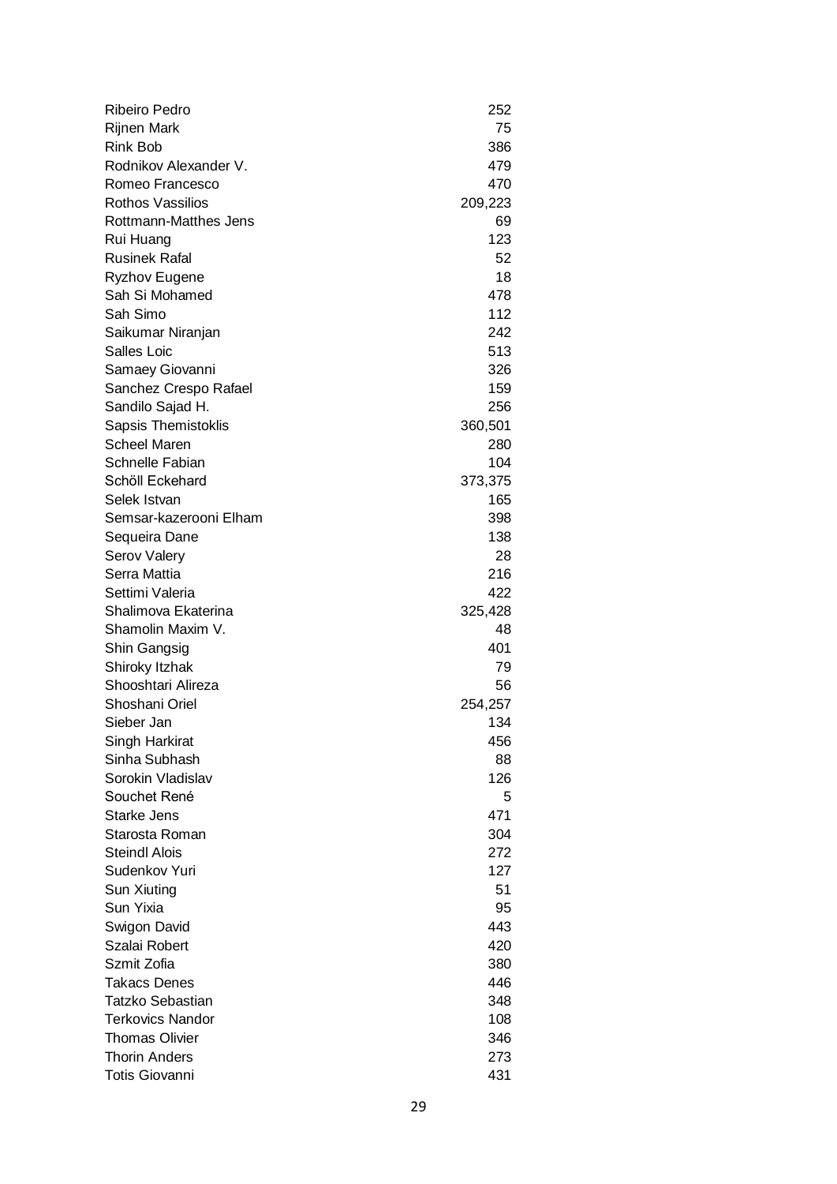| | |
|---|---|
| Ribeiro Pedro | 252 |
| Rijnen Mark | 75 |
| Rink Bob | 386 |
| Rodnikov Alexander V. | 479 |
| Romeo Francesco | 470 |
| Rothos Vassilios | 209,223 |
| Rottmann-Matthes Jens | 69 |
| Rui Huang | 123 |
| Rusinek Rafal | 52 |
| Ryzhov Eugene | 18 |
| Sah Si Mohamed | 478 |
| Sah Simo | 112 |
| Saikumar Niranjan | 242 |
| Salles Loic | 513 |
| Samaey Giovanni | 326 |
| Sanchez Crespo Rafael | 159 |
| Sandilo Sajad H. | 256 |
| Sapsis Themistoklis | 360,501 |
| Scheel Maren | 280 |
| Schnelle Fabian | 104 |
| Schöll Eckehard | 373,375 |
| Selek Istvan | 165 |
| Semsar-kazerooni Elham | 398 |
| Sequeira Dane | 138 |
| Serov Valery | 28 |
| Serra Mattia | 216 |
| Settimi Valeria | 422 |
| Shalimova Ekaterina | 325,428 |
| Shamolin Maxim V. | 48 |
| Shin Gangsig | 401 |
| Shiroky Itzhak | 79 |
| Shooshtari Alireza | 56 |
| Shoshani Oriel | 254,257 |
| Sieber Jan | 134 |
| Singh Harkirat | 456 |
| Sinha Subhash | 88 |
| Sorokin Vladislav | 126 |
| Souchet René | 5 |
| Starke Jens | 471 |
| Starosta Roman | 304 |
| Steindl Alois | 272 |
| Sudenkov Yuri | 127 |
| Sun Xiuting | 51 |
| Sun Yixia | 95 |
| Swigon David | 443 |
| Szalai Robert | 420 |
| Szmit Zofia | 380 |
| Takacs Denes | 446 |
| Tatzko Sebastian | 348 |
| Terkovics Nandor | 108 |
| Thomas Olivier | 346 |
| Thorin Anders | 273 |
| Totis Giovanni | 431 |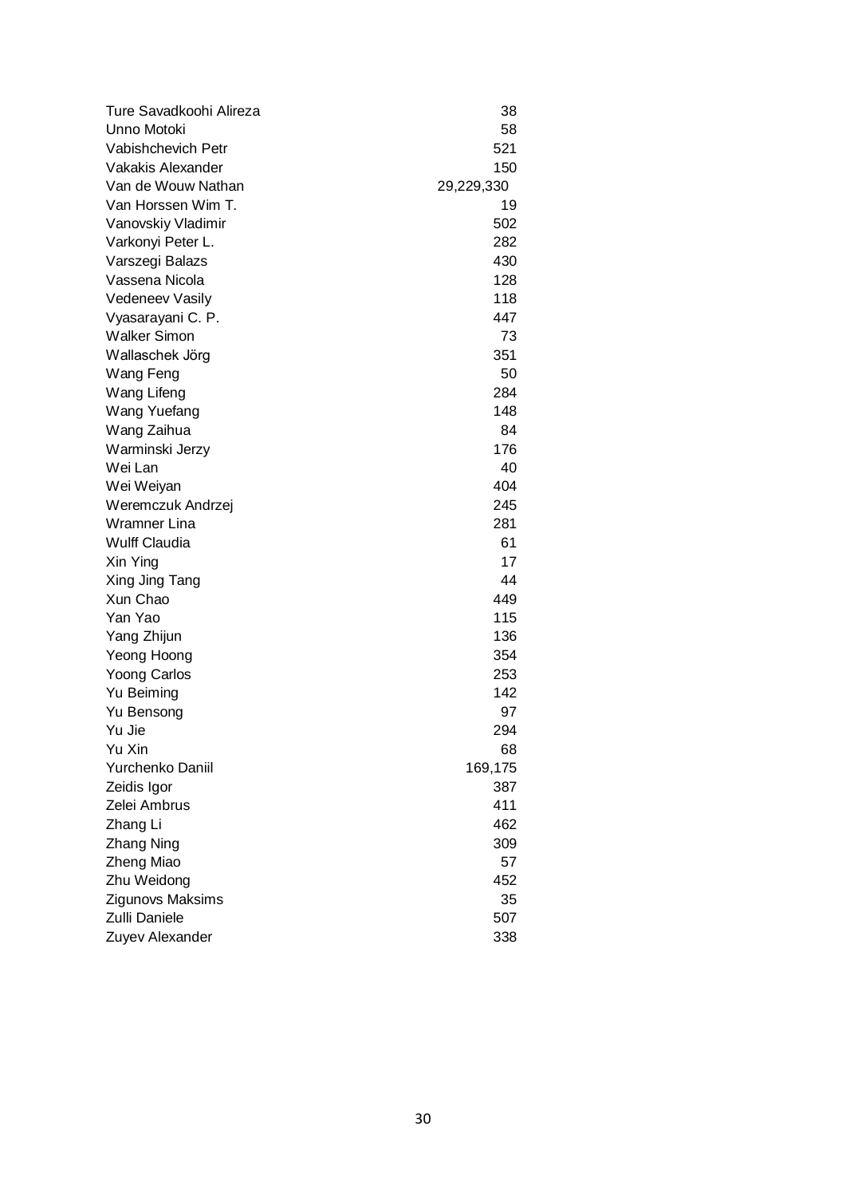| | |
|---|---|
| Ture Savadkoohi Alireza | 38 |
| Unno Motoki | 58 |
| Vabishchevich Petr | 521 |
| Vakakis Alexander | 150 |
| Van de Wouw Nathan | 29,229,330 |
| Van Horssen Wim T. | 19 |
| Vanovskiy Vladimir | 502 |
| Varkonyi Peter L. | 282 |
| Varszegi Balazs | 430 |
| Vassena Nicola | 128 |
| Vedeneev Vasily | 118 |
| Vyasarayani C. P. | 447 |
| Walker Simon | 73 |
| Wallaschek Jörg | 351 |
| Wang Feng | 50 |
| Wang Lifeng | 284 |
| Wang Yuefang | 148 |
| Wang Zaihua | 84 |
| Warminski Jerzy | 176 |
| Wei Lan | 40 |
| Wei Weiyan | 404 |
| Weremczuk Andrzej | 245 |
| Wramner Lina | 281 |
| Wulff Claudia | 61 |
| Xin Ying | 17 |
| Xing Jing Tang | 44 |
| Xun Chao | 449 |
| Yan Yao | 115 |
| Yang Zhijun | 136 |
| Yeong Hoong | 354 |
| Yoong Carlos | 253 |
| Yu Beiming | 142 |
| Yu Bensong | 97 |
| Yu Jie | 294 |
| Yu Xin | 68 |
| Yurchenko Daniil | 169,175 |
| Zeidis Igor | 387 |
| Zelei Ambrus | 411 |
| Zhang Li | 462 |
| Zhang Ning | 309 |
| Zheng Miao | 57 |
| Zhu Weidong | 452 |
| Zigunovs Maksims | 35 |
| Zulli Daniele | 507 |
| Zuyev Alexander | 338 |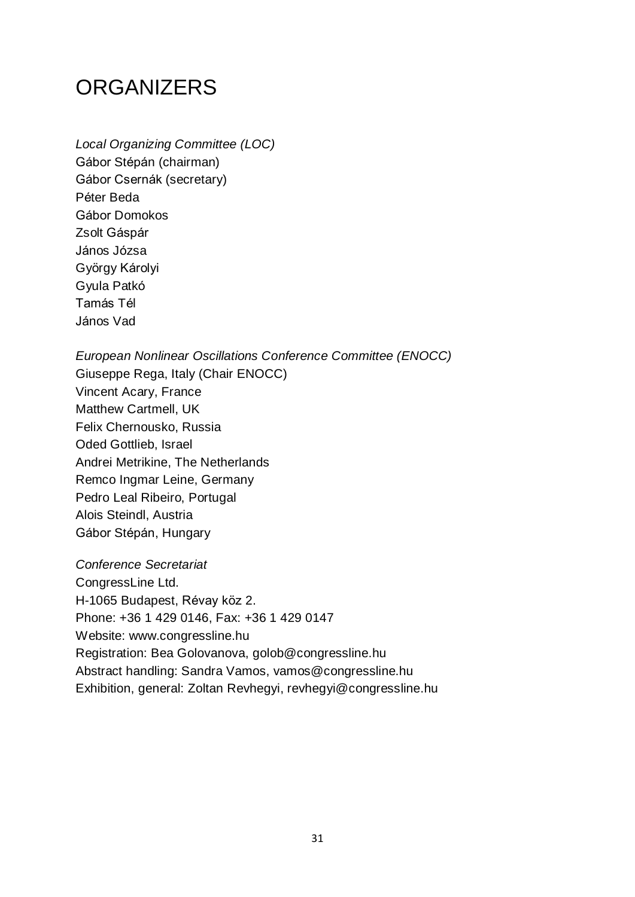# ORGANIZERS

*Local Organizing Committee (LOC)*

Gábor Stépán (chairman)
Gábor Csernák (secretary)
Péter Beda
Gábor Domokos
Zsolt Gáspár
János Józsa
György Károlyi
Gyula Patkó
Tamás Tél
János Vad

*European Nonlinear Oscillations Conference Committee (ENOCC)*

Giuseppe Rega, Italy (Chair ENOCC)
Vincent Acary, France
Matthew Cartmell, UK
Felix Chernousko, Russia
Oded Gottlieb, Israel
Andrei Metrikine, The Netherlands
Remco Ingmar Leine, Germany
Pedro Leal Ribeiro, Portugal
Alois Steindl, Austria
Gábor Stépán, Hungary

*Conference Secretariat*

CongressLine Ltd.
H-1065 Budapest, Révay köz 2.
Phone: +36 1 429 0146, Fax: +36 1 429 0147
Website: www.congressline.hu
Registration: Bea Golovanova, golob@congressline.hu
Abstract handling: Sandra Vamos, vamos@congressline.hu
Exhibition, general: Zoltan Revhegyi, revhegyi@congressline.hu